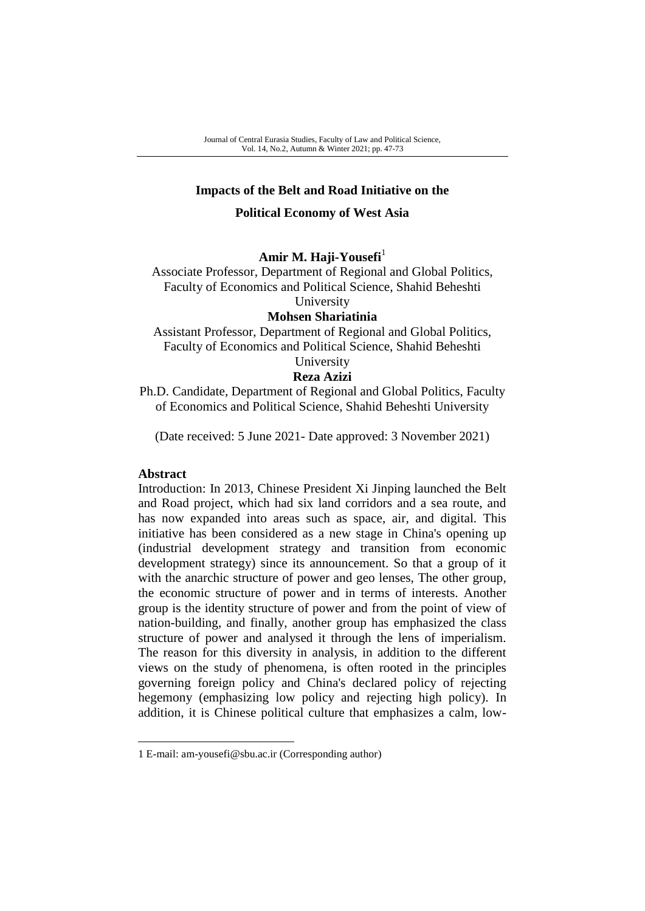# Impacts of the Belt and Road Initiative on the Political Economy of West Asia

**Amir M. Haji-Yousefi**[1]

Associate Professor, Department of Regional and Global Politics, Faculty of Economics and Political Science, Shahid Beheshti University

**Mohsen Shariatinia**

Assistant Professor, Department of Regional and Global Politics, Faculty of Economics and Political Science, Shahid Beheshti University

**Reza Azizi**

Ph.D. Candidate, Department of Regional and Global Politics, Faculty of Economics and Political Science, Shahid Beheshti University

(Date received: 5 June 2021- Date approved: 3 November 2021)

## Abstract

Introduction: In 2013, Chinese President Xi Jinping launched the Belt and Road project, which had six land corridors and a sea route, and has now expanded into areas such as space, air, and digital. This initiative has been considered as a new stage in China's opening up (industrial development strategy and transition from economic development strategy) since its announcement. So that a group of it with the anarchic structure of power and geo lenses, The other group, the economic structure of power and in terms of interests. Another group is the identity structure of power and from the point of view of nation-building, and finally, another group has emphasized the class structure of power and analysed it through the lens of imperialism. The reason for this diversity in analysis, in addition to the different views on the study of phenomena, is often rooted in the principles governing foreign policy and China's declared policy of rejecting hegemony (emphasizing low policy and rejecting high policy). In addition, it is Chinese political culture that emphasizes a calm, low-

---

1 E-mail: am-yousefi@sbu.ac.ir (Corresponding author)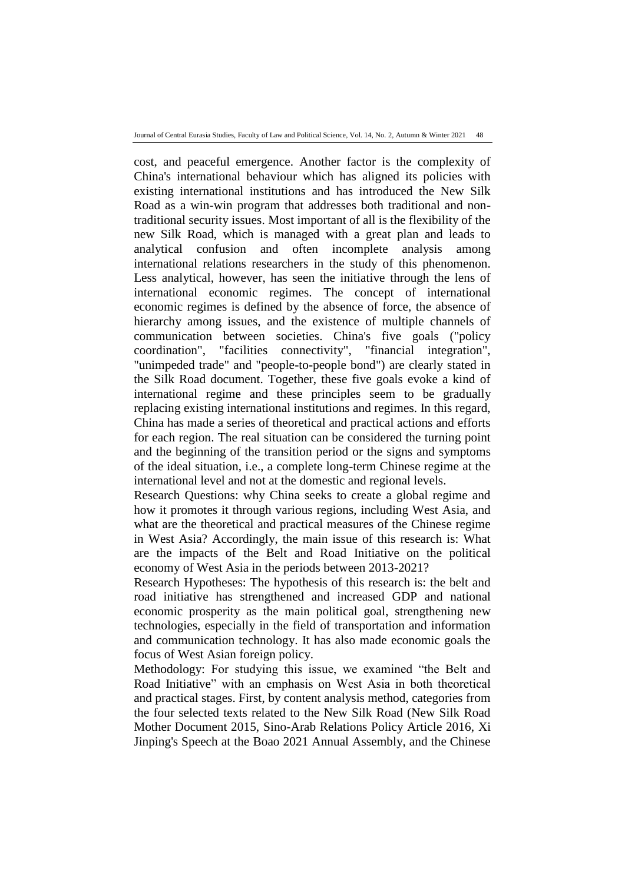cost, and peaceful emergence. Another factor is the complexity of China's international behaviour which has aligned its policies with existing international institutions and has introduced the New Silk Road as a win-win program that addresses both traditional and non-traditional security issues. Most important of all is the flexibility of the new Silk Road, which is managed with a great plan and leads to analytical confusion and often incomplete analysis among international relations researchers in the study of this phenomenon. Less analytical, however, has seen the initiative through the lens of international economic regimes. The concept of international economic regimes is defined by the absence of force, the absence of hierarchy among issues, and the existence of multiple channels of communication between societies. China's five goals ("policy coordination", "facilities connectivity", "financial integration", "unimpeded trade" and "people-to-people bond") are clearly stated in the Silk Road document. Together, these five goals evoke a kind of international regime and these principles seem to be gradually replacing existing international institutions and regimes. In this regard, China has made a series of theoretical and practical actions and efforts for each region. The real situation can be considered the turning point and the beginning of the transition period or the signs and symptoms of the ideal situation, i.e., a complete long-term Chinese regime at the international level and not at the domestic and regional levels.

Research Questions: why China seeks to create a global regime and how it promotes it through various regions, including West Asia, and what are the theoretical and practical measures of the Chinese regime in West Asia? Accordingly, the main issue of this research is: What are the impacts of the Belt and Road Initiative on the political economy of West Asia in the periods between 2013-2021?

Research Hypotheses: The hypothesis of this research is: the belt and road initiative has strengthened and increased GDP and national economic prosperity as the main political goal, strengthening new technologies, especially in the field of transportation and information and communication technology. It has also made economic goals the focus of West Asian foreign policy.

Methodology: For studying this issue, we examined "the Belt and Road Initiative" with an emphasis on West Asia in both theoretical and practical stages. First, by content analysis method, categories from the four selected texts related to the New Silk Road (New Silk Road Mother Document 2015, Sino-Arab Relations Policy Article 2016, Xi Jinping's Speech at the Boao 2021 Annual Assembly, and the Chinese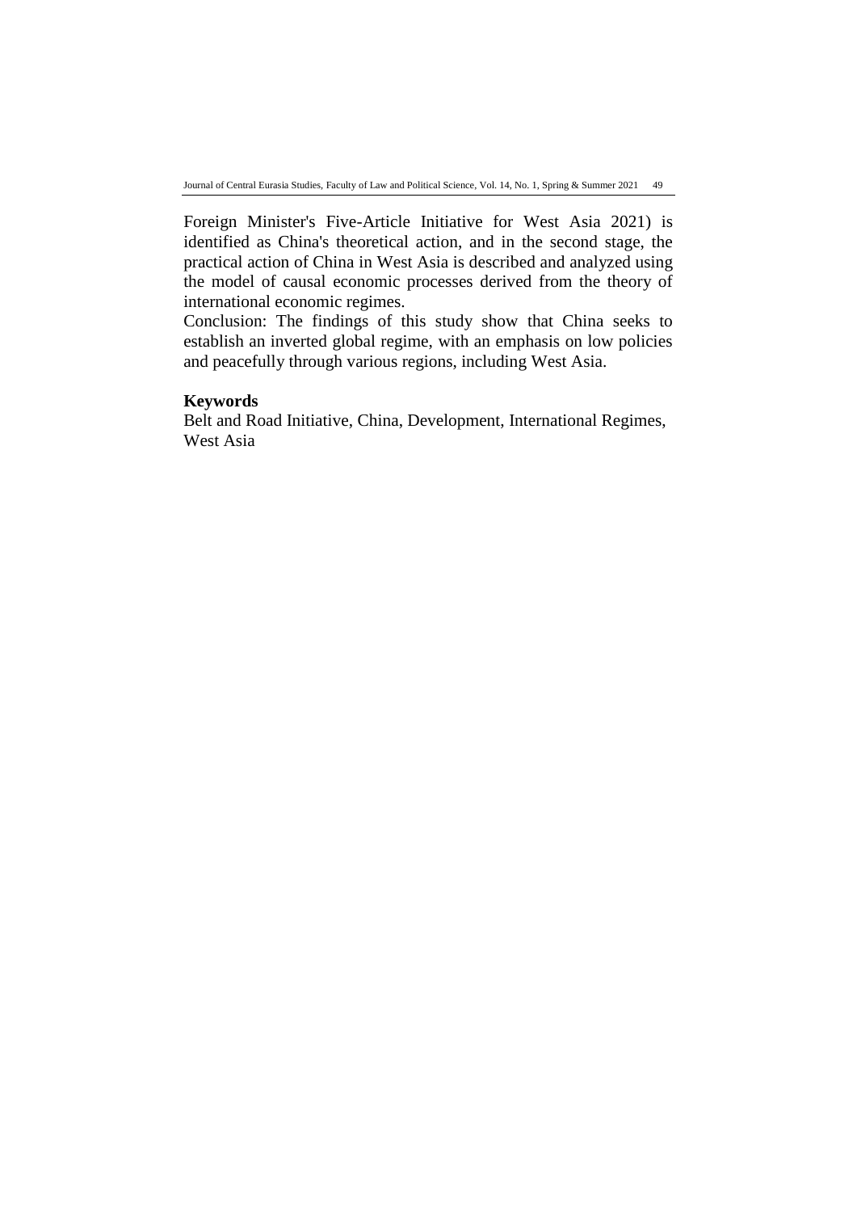Foreign Minister's Five-Article Initiative for West Asia 2021) is identified as China's theoretical action, and in the second stage, the practical action of China in West Asia is described and analyzed using the model of causal economic processes derived from the theory of international economic regimes.

Conclusion: The findings of this study show that China seeks to establish an inverted global regime, with an emphasis on low policies and peacefully through various regions, including West Asia.

**Keywords**

Belt and Road Initiative, China, Development, International Regimes, West Asia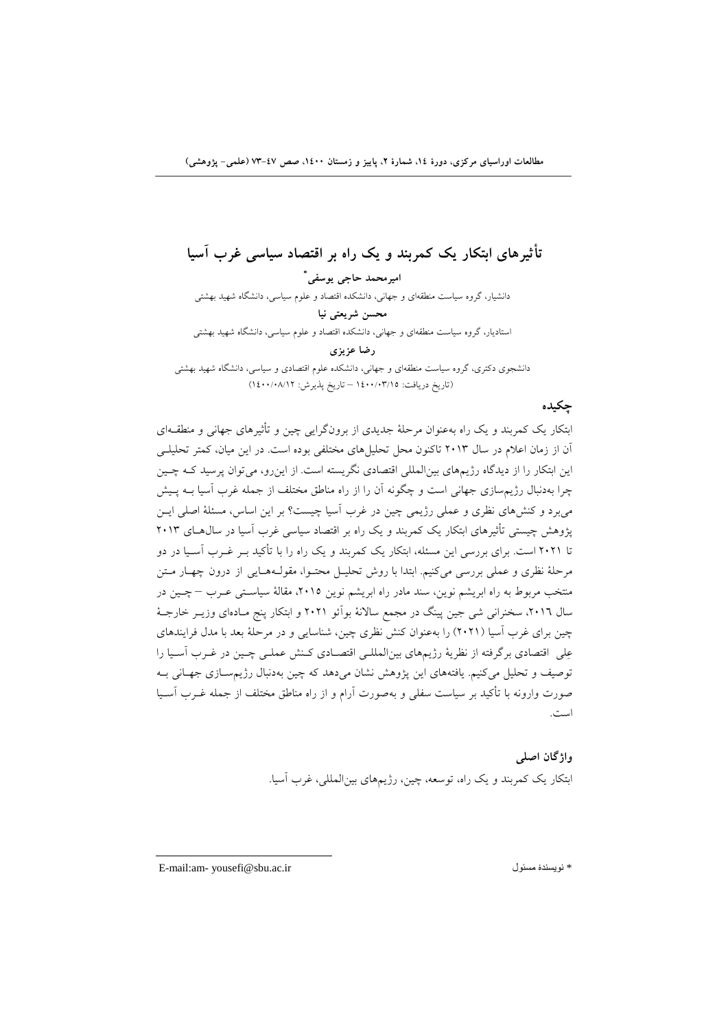# تأثیرهای ابتکار یک کمربند و یک راه بر اقتصاد سیاسی غرب آسیا

**امیرمحمد حاجی یوسفی***

دانشیار، گروه سیاست منطقه‌ای و جهانی، دانشکده اقتصاد و علوم سیاسی، دانشگاه شهید بهشتی

**محسن شریعتی نیا**

استادیار، گروه سیاست منطقه‌ای و جهانی، دانشکده اقتصاد و علوم سیاسی، دانشگاه شهید بهشتی

**رضا عزیزی**

دانشجوی دکتری، گروه سیاست منطقه‌ای و جهانی، دانشکده علوم اقتصادی و سیاسی، دانشگاه شهید بهشتی

(تاریخ دریافت: ۱۴۰۰/۰۳/۱۵ – تاریخ پذیرش: ۱۴۰۰/۰۸/۱۲)

## چکیده

ابتکار یک کمربند و یک راه به‌عنوان مرحلهٔ جدیدی از برون‌گرایی چین و تأثیرهای جهانی و منطقه‌ای آن از زمان اعلام در سال ۲۰۱۳ تاکنون محل تحلیل‌های مختلفی بوده است. در این میان، کمتر تحلیلی این ابتکار را از دیدگاه رژیم‌های بین‌المللی اقتصادی نگریسته است. از این‌رو، می‌توان پرسید که چین چرا به‌دنبال رژیم‌سازی جهانی است و چگونه آن را از راه مناطق مختلف از جمله غرب آسیا به پیش می‌برد و کنش‌های نظری و عملی رژیمی چین در غرب آسیا چیست؟ بر این اساس، مسئلهٔ اصلی این پژوهش چیستی تأثیرهای ابتکار یک کمربند و یک راه بر اقتصاد سیاسی غرب آسیا در سال‌های ۲۰۱۳ تا ۲۰۲۱ است. برای بررسی این مسئله، ابتکار یک کمربند و یک راه را با تأکید بر غرب آسیا در دو مرحلهٔ نظری و عملی بررسی می‌کنیم. ابتدا با روش تحلیل محتوا، مقوله‌هایی از درون چهار متن منتخب مربوط به راه ابریشم نوین، سند مادر راه ابریشم نوین ۲۰۱۵، مقالهٔ سیاستی عرب – چین در سال ۲۰۱۶، سخنرانی شی جین پینگ در مجمع سالانهٔ بوآئو ۲۰۲۱ و ابتکار پنج ماده‌ای وزیر خارجهٔ چین برای غرب آسیا (۲۰۲۱) را به‌عنوان کنش نظری چین، شناسایی و در مرحلهٔ بعد با مدل فرایندهای عِلی اقتصادی برگرفته از نظریهٔ رژیم‌های بین‌المللی اقتصادی کنش عملی چین در غرب آسیا را توصیف و تحلیل می‌کنیم. یافته‌های این پژوهش نشان می‌دهد که چین به‌دنبال رژیم‌سازی جهانی به صورت وارونه با تأکید بر سیاست سفلی و به‌صورت آرام و از راه مناطق مختلف از جمله غرب آسیا است.

### واژگان اصلی

ابتکار یک کمربند و یک راه، توسعه، چین، رژیم‌های بین‌المللی، غرب آسیا.

---

* نویسندهٔ مسئول    E-mail:am- yousefi@sbu.ac.ir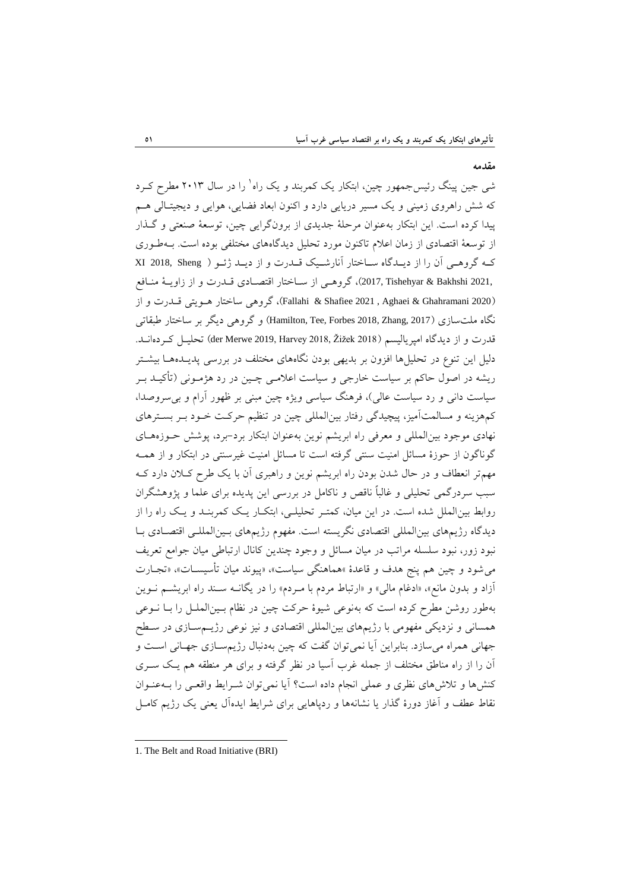## مقدمه

شی جین پینگ رئیس‌جمهور چین، ابتکار یک کمربند و یک راه[1] را در سال ۲۰۱۳ مطرح کرد که شش راهروی زمینی و یک مسیر دریایی دارد و اکنون ابعاد فضایی، هوایی و دیجیتالی هم پیدا کرده است. این ابتکار به‌عنوان مرحلهٔ جدیدی از برون‌گرایی چین، توسعهٔ صنعتی و گذار از توسعهٔ اقتصادی از زمان اعلام تاکنون مورد تحلیل دیدگاه‌های مختلفی بوده است. به‌طوری که گروهی آن را از دیدگاه ساختار آنارشیک قدرت و از دید ژئو (XI 2018, Sheng 2017, Tishehyar & Bakhshi 2021)، گروهی از ساختار اقتصادی قدرت و از زاویهٔ منافع (Fallahi & Shafiee 2021 , Aghaei & Ghahramani 2020)، گروهی ساختار هویتی قدرت و از نگاه ملت‌سازی (Hamilton, Tee, Forbes 2018, Zhang, 2017) و گروهی دیگر بر ساختار طبقاتی قدرت و از دیدگاه امپریالیسم (der Merwe 2019, Harvey 2018, Žižek 2018) تحلیل کرده‌اند. دلیل این تنوع در تحلیل‌ها افزون بر بدیهی بودن نگاه‌های مختلف در بررسی پدیده‌ها بیشتر ریشه در اصول حاکم بر سیاست خارجی و سیاست اعلامی چین در رد هژمونی (تأکید بر سیاست دانی و رد سیاست عالی)، فرهنگ سیاسی ویژه چین مبنی بر ظهور آرام و بی‌سروصدا، کم‌هزینه و مسالمت‌آمیز، پیچیدگی رفتار بین‌المللی چین در تنظیم حرکت خود بر بسترهای نهادی موجود بین‌المللی و معرفی راه ابریشم نوین به‌عنوان ابتکار برد-برد، پوشش حوزه‌های گوناگون از حوزهٔ مسائل امنیت سنتی گرفته است تا مسائل امنیت غیرسنتی در ابتکار و از همه مهم‌تر انعطاف و در حال شدن بودن راه ابریشم نوین و راهبری آن با یک طرح کلان دارد که سبب سردرگمی تحلیلی و غالباً ناقص و ناکامل در بررسی این پدیده برای علما و پژوهشگران روابط بین‌الملل شده است. در این میان، کمتر تحلیلی، ابتکار یک کمربند و یک راه را از دیدگاه رژیم‌های بین‌المللی اقتصادی نگریسته است. مفهوم رژیم‌های بین‌المللی اقتصادی با نبود زور، نبود سلسله مراتب در میان مسائل و وجود چندین کانال ارتباطی میان جوامع تعریف می‌شود و چین هم پنج هدف و قاعدهٔ «هماهنگی سیاست»، «پیوند میان تأسیسات»، «تجارت آزاد و بدون مانع»، «ادغام مالی» و «ارتباط مردم با مردم» را در یگانه سند راه ابریشم نوین به‌طور روشن مطرح کرده است که به‌نوعی شیوهٔ حرکت چین در نظام بین‌الملل را با نوعی همسانی و نزدیکی مفهومی با رژیم‌های بین‌المللی اقتصادی و نیز نوعی رژیم‌سازی در سطح جهانی همراه می‌سازد. بنابراین آیا نمی‌توان گفت که چین به‌دنبال رژیم‌سازی جهانی است و آن را از راه مناطق مختلف از جمله غرب آسیا در نظر گرفته و برای هر منطقه هم یک سری کنش‌ها و تلاش‌های نظری و عملی انجام داده است؟ آیا نمی‌توان شرایط واقعی را به‌عنوان نقاط عطف و آغاز دورهٔ گذار یا نشانه‌ها و ردپاهایی برای شرایط ایده‌آل یعنی یک رژیم کامل

---

1. The Belt and Road Initiative (BRI)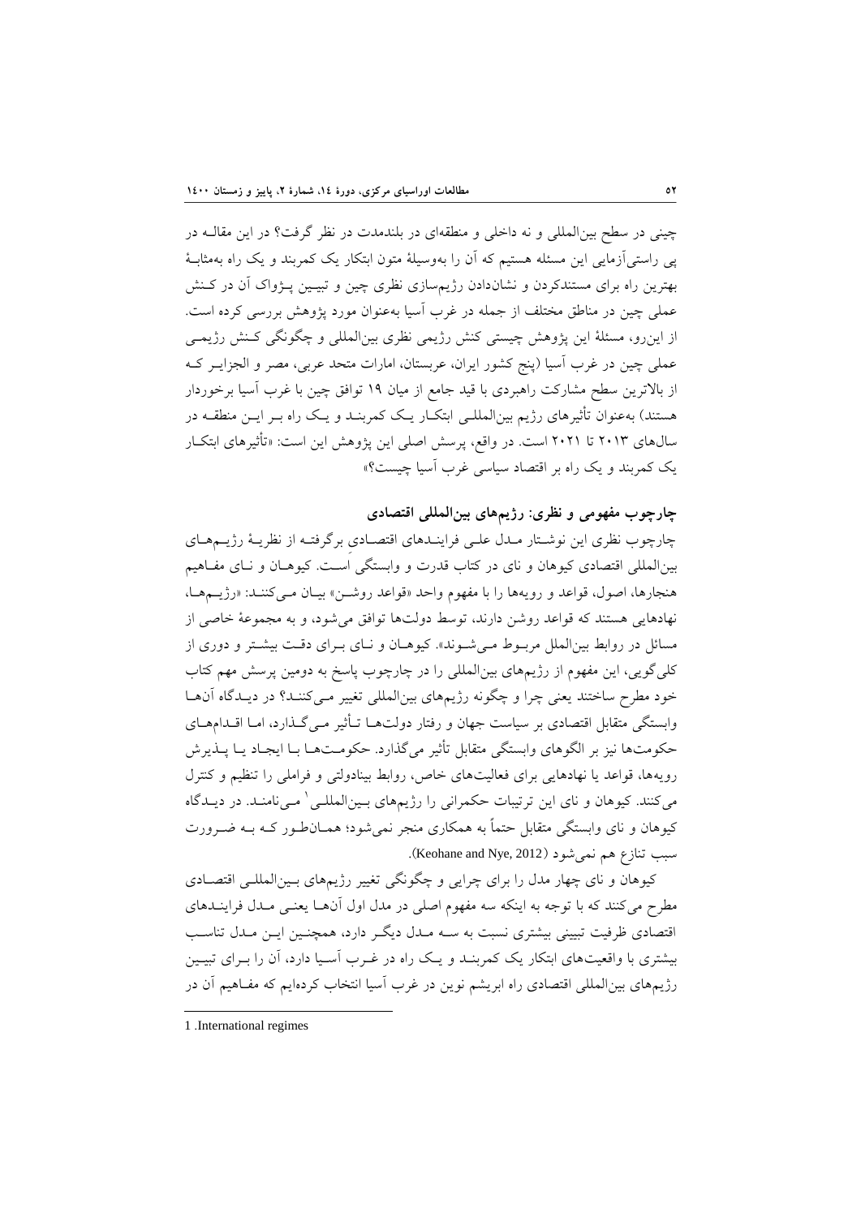چینی در سطح بین‌المللی و نه داخلی و منطقه‌ای در بلندمدت در نظر گرفت؟ در این مقالــه در پی راستی‌آزمایی این مسئله هستیم که آن را به‌وسیلهٔ متون ابتکار یک کمربند و یک راه به‌مثابــهٔ بهترین راه برای مستندکردن و نشان‌دادن رژیم‌سازی نظری چین و تبیــین پــژواک آن در کــنش عملی چین در مناطق مختلف از جمله در غرب آسیا به‌عنوان مورد پژوهش بررسی کرده است. از این‌رو، مسئلهٔ این پژوهش چیستی کنش رژیمی نظری بین‌المللی و چگونگی کــنش رژیمــی عملی چین در غرب آسیا (پنج کشور ایران، عربستان، امارات متحد عربی، مصر و الجزایــر کــه از بالاترین سطح مشارکت راهبردی با قید جامع از میان ۱۹ توافق چین با غرب آسیا برخوردار هستند) به‌عنوان تأثیرهای رژیم بین‌المللــی ابتکــار یــک کمربنــد و یــک راه بــر ایــن منطقــه در سال‌های ۲۰۱۳ تا ۲۰۲۱ است. در واقع، پرسش اصلی این پژوهش این است: «تأثیرهای ابتکــار یک کمربند و یک راه بر اقتصاد سیاسی غرب آسیا چیست؟»

## چارچوب مفهومی و نظری: رژیم‌های بین‌المللی اقتصادی

چارچوب نظری این نوشــتار مــدل علــی فراینــدهای اقتصــادی برگرفتــه از نظریــهٔ رژیــم‌هــای بین‌المللی اقتصادی کیوهان و نای در کتاب قدرت و وابستگی اســت. کیوهــان و نــای مفــاهیم هنجارها، اصول، قواعد و رویه‌ها را با مفهوم واحد «قواعد روشــن» بیــان مــی‌کننــد: «رژیــم‌هــا، نهادهایی هستند که قواعد روشن دارند، توسط دولت‌ها توافق می‌شود، و به مجموعهٔ خاصی از مسائل در روابط بین‌الملل مربــوط مــی‌شــوند». کیوهــان و نــای بــرای دقــت بیشــتر و دوری از کلی‌گویی، این مفهوم از رژیم‌های بین‌المللی را در چارچوب پاسخ به دومین پرسش مهم کتاب خود مطرح ساختند یعنی چرا و چگونه رژیم‌های بین‌المللی تغییر مــی‌کننــد؟ در دیــدگاه آن‌هــا وابستگی متقابل اقتصادی بر سیاست جهان و رفتار دولت‌هــا تــأثیر مــی‌گــذارد، امــا اقــدام‌هــای حکومت‌ها نیز بر الگوهای وابستگی متقابل تأثیر می‌گذارد. حکومــت‌هــا بــا ایجــاد یــا پــذیرش رویه‌ها، قواعد یا نهادهایی برای فعالیت‌های خاص، روابط بینادولتی و فراملی را تنظیم و کنترل می‌کنند. کیوهان و نای این ترتیبات حکمرانی را رژیم‌های بــین‌المللــی[1] مــی‌نامنــد. در دیــدگاه کیوهان و نای وابستگی متقابل حتماً به همکاری منجر نمی‌شود؛ همــان‌طــور کــه بــه ضــرورت سبب تنازع هم نمی‌شود (Keohane and Nye, 2012).

کیوهان و نای چهار مدل را برای چرایی و چگونگی تغییر رژیم‌های بــین‌المللــی اقتصــادی مطرح می‌کنند که با توجه به اینکه سه مفهوم اصلی در مدل اول آن‌هــا یعنــی مــدل فراینــدهای اقتصادی ظرفیت تبیینی بیشتری نسبت به ســه مــدل دیگــر دارد، همچنــین ایــن مــدل تناســب بیشتری با واقعیت‌های ابتکار یک کمربنــد و یــک راه در غــرب آســیا دارد، آن را بــرای تبیــین رژیم‌های بین‌المللی اقتصادی راه ابریشم نوین در غرب آسیا انتخاب کرده‌ایم که مفــاهیم آن در

---

1 .International regimes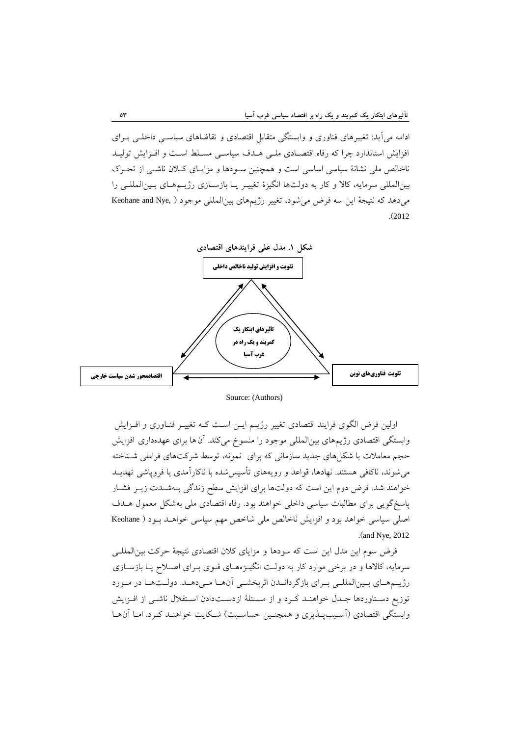ادامه می‌آید: تغییرهای فناوری و وابستگی متقابل اقتصادی و تقاضاهای سیاسی داخلی برای افزایش استاندارد چرا که رفاه اقتصادی ملی هدف سیاسی مسلط است و افزایش تولید ناخالص ملی نشانهٔ سیاسی اساسی است و همچنین سودها و مزایای کلان ناشی از تحرک بین‌المللی سرمایه، کالا و کار به دولت‌ها انگیزهٔ تغییر یا بازسازی رژیم‌های بین‌المللی را می‌دهد که نتیجهٔ این سه فرض می‌شود، تغییر رژیم‌های بین‌المللی موجود (Keohane and Nye, 2012).

**شکل ۱. مدل علی فرایندهای اقتصادی**

- تقویت و افزایش تولید ناخالص داخلی
- تأثیرهای ابتکار یک کمربند و یک راه در غرب آسیا
- اقتصادمحور شدن سیاست خارجی
- تقویت فناوری‌های نوین

Source: (Authors)

اولین فرض الگوی فرایند اقتصادی تغییر رژیم این است که تغییر فناوری و افزایش وابستگی اقتصادی رژیم‌های بین‌المللی موجود را منسوخ می‌کند. آن‌ها برای عهده‌داری افزایش حجم معاملات یا شکل‌های جدید سازمانی که برای نمونه، توسط شرکت‌های فراملی شناخته می‌شوند، ناکافی هستند. نهادها، قواعد و رویه‌های تأسیس‌شده با ناکارآمدی یا فروپاشی تهدید خواهند شد. فرض دوم این است که دولت‌ها برای افزایش سطح زندگی به‌شدت زیر فشار پاسخ‌گویی برای مطالبات سیاسی داخلی خواهند بود. رفاه اقتصادی ملی به‌شکل معمول هدف اصلی سیاسی خواهد بود و افزایش ناخالص ملی شاخص مهم سیاسی خواهد بود (Keohane and Nye, 2012).

فرض سوم این مدل این است که سودها و مزایای کلان اقتصادی نتیجهٔ حرکت بین‌المللی سرمایه، کالاها و در برخی موارد کار به دولت انگیزه‌های قوی برای اصلاح یا بازسازی رژیم‌های بین‌المللی برای بازگرداندن اثربخشی آن‌ها می‌دهد. دولت‌ها در مورد توزیع دستاوردها جدل خواهند کرد و از مسئلهٔ ازدست‌دادن استقلال ناشی از افزایش وابستگی اقتصادی (آسیب‌پذیری و همچنین حساسیت) شکایت خواهند کرد. اما آن‌ها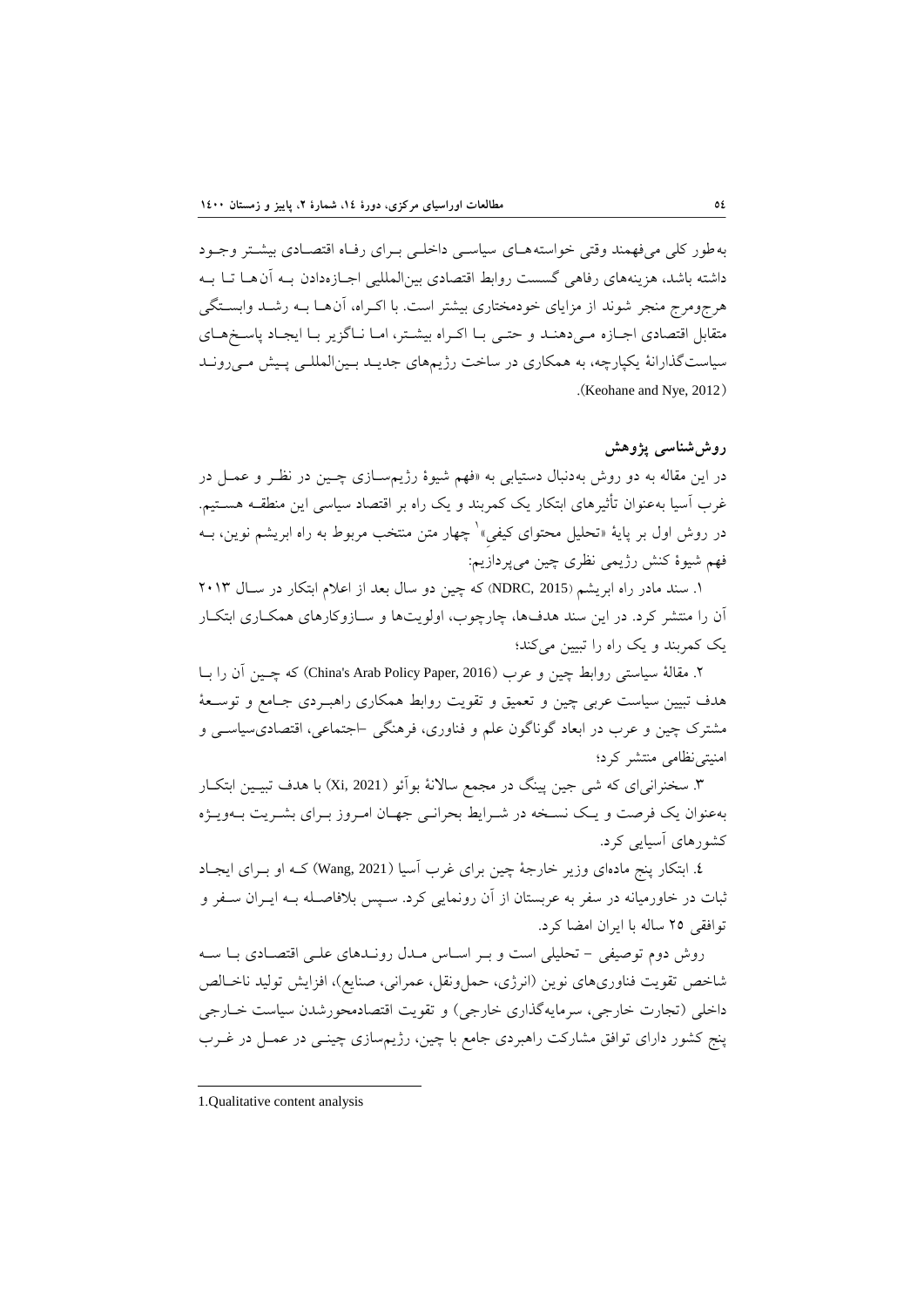به‌طور کلی می‌فهمند وقتی خواسته‌های سیاسی داخلی برای رفاه اقتصادی بیشتر وجود داشته باشد، هزینه‌های رفاهی گسست روابط اقتصادی بین‌المللی اجازه‌دادن به آن‌ها تا به هرج‌ومرج منجر شوند از مزایای خودمختاری بیشتر است. با اکراه، آن‌ها به رشد وابستگی متقابل اقتصادی اجازه می‌دهند و حتی با اکراه بیشتر، اما ناگزیر با ایجاد پاسخ‌های سیاست‌گذارانهٔ یکپارچه، به همکاری در ساخت رژیم‌های جدید بین‌المللی پیش می‌روند (Keohane and Nye, 2012).

## روش‌شناسی پژوهش

در این مقاله به دو روش به‌دنبال دستیابی به «فهم شیوهٔ رژیم‌سازی چین در نظر و عمل در غرب آسیا به‌عنوان تأثیرهای ابتکار یک کمربند و یک راه بر اقتصاد سیاسی این منطقه هستیم. در روش اول بر پایهٔ «تحلیل محتوای کیفی»[1] چهار متن منتخب مربوط به راه ابریشم نوین، به فهم شیوهٔ کنش رژیمی نظری چین می‌پردازیم:

۱. سند مادر راه ابریشم (NDRC, 2015) که چین دو سال بعد از اعلام ابتکار در سال ۲۰۱۳ آن را منتشر کرد. در این سند هدف‌ها، چارچوب، اولویت‌ها و سازوکارهای همکاری ابتکار یک کمربند و یک راه را تبیین می‌کند؛

۲. مقالهٔ سیاستی روابط چین و عرب (China's Arab Policy Paper, 2016) که چین آن را با هدف تبیین سیاست عربی چین و تعمیق و تقویت روابط همکاری راهبردی جامع و توسعهٔ مشترک چین و عرب در ابعاد گوناگون علم و فناوری، فرهنگی -اجتماعی، اقتصادی‌سیاسی و امنیتی‌نظامی منتشر کرد؛

۳. سخنرانی‌ای که شی جین پینگ در مجمع سالانهٔ بوآئو (Xi, 2021) با هدف تبیین ابتکار به‌عنوان یک فرصت و یک نسخه در شرایط بحرانی جهان امروز برای بشریت به‌ویژه کشورهای آسیایی کرد.

۴. ابتکار پنج ماده‌ای وزیر خارجهٔ چین برای غرب آسیا (Wang, 2021) که او برای ایجاد ثبات در خاورمیانه در سفر به عربستان از آن رونمایی کرد. سپس بلافاصله به ایران سفر و توافقی ۲۵ ساله با ایران امضا کرد.

روش دوم توصیفی - تحلیلی است و بر اساس مدل روندهای علی اقتصادی با سه شاخص تقویت فناوری‌های نوین (انرژی، حمل‌ونقل، عمرانی، صنایع)، افزایش تولید ناخالص داخلی (تجارت خارجی، سرمایه‌گذاری خارجی) و تقویت اقتصادمحورشدن سیاست خارجی پنج کشور دارای توافق مشارکت راهبردی جامع با چین، رژیم‌سازی چینی در عمل در غرب

---

1. Qualitative content analysis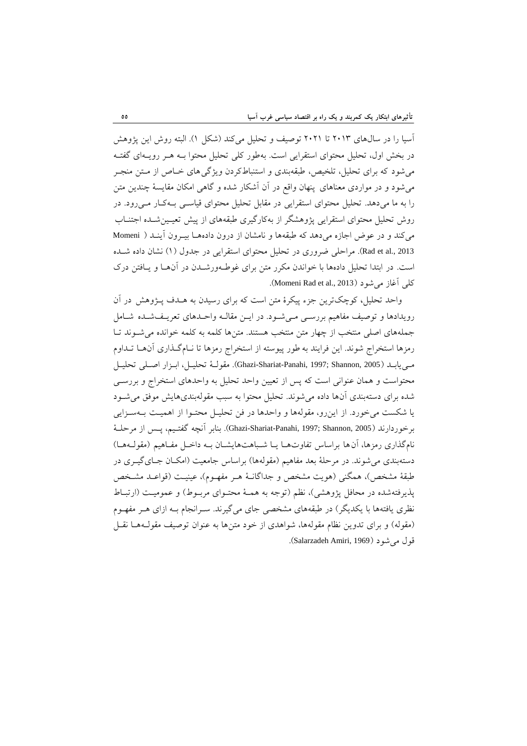آسیا را در سال‌های ۲۰۱۳ تا ۲۰۲۱ توصیف و تحلیل می‌کند (شکل ۱). البته روش این پژوهش در بخش اول، تحلیل محتوای استقرایی است. به‌طور کلی تحلیل محتوا بــه هــر رویــه‌ای گفتــه می‌شود که برای تحلیل، تلخیص، طبقه‌بندی و استنباط‌کردن ویژگی‌های خــاص از مــتن منجــر می‌شود و در مواردی معناهای پنهان واقع در آن آشکار شده و گاهی امکان مقایسهٔ چندین متن را به ما می‌دهد. تحلیل محتوای استقرایی در مقابل تحلیل محتوای قیاســی بــه‌کــار مــی‌رود. در روش تحلیل محتوای استقرایی پژوهشگر از به‌کارگیری طبقه‌های از پیش تعیــین‌شــده اجتنــاب می‌کند و در عوض اجازه می‌دهد که طبقه‌ها و نامشان از درون داده‌هــا بیــرون آینــد ( Momeni Rad et al., 2013). مراحلی ضروری در تحلیل محتوای استقرایی در جدول (۱) نشان داده شــده است. در ابتدا تحلیل داده‌ها با خواندن مکرر متن برای غوطــه‌ورشــدن در آن‌هــا و یــافتن درک کلی آغاز می‌شود (Momeni Rad et al., 2013).

واحد تحلیل، کوچک‌ترین جزء پیکرهٔ متن است که برای رسیدن به هــدف پــژوهش در آن رویدادها و توصیف مفاهیم بررســی مــی‌شــود. در ایــن مقالــه واحــدهای تعریــف‌شــده شــامل جمله‌های اصلی منتخب از چهار متن منتخب هستند. متن‌ها کلمه به کلمه خوانده می‌شــوند تــا رمزها استخراج شوند. این فرایند به طور پیوسته از استخراج رمزها تا نــام‌گــذاری آن‌هــا تــداوم مــی‌یابــد (Ghazi-Shariat-Panahi, 1997; Shannon, 2005). مقولــهٔ تحلیــل، ابــزار اصــلی تحلیــل محتواست و همان عنوانی است که پس از تعیین واحد تحلیل به واحدهای استخراج و بررســی شده برای دسته‌بندی آن‌ها داده می‌شوند. تحلیل محتوا به سبب مقوله‌بندی‌هایش موفق می‌شــود یا شکست می‌خورد. از این‌رو، مقوله‌ها و واحدها در فن تحلیــل محتــوا از اهمیــت بــه‌ســزایی برخوردارند (Ghazi-Shariat-Panahi, 1997; Shannon, 2005). بنابر آنچه گفتــیم، پــس از مرحلــهٔ نام‌گذاری رمزها، آن‌ها براساس تفاوت‌هــا یــا شــباهت‌هایشــان بــه داخــل مفــاهیم (مقولــه‌هــا) دسته‌بندی می‌شوند. در مرحلهٔ بعد مفاهیم (مقوله‌ها) براساس جامعیت (امکــان جــای‌گیــری در طبقهٔ مشخص)، همگنی (هویت مشخص و جداگانــهٔ هــر مفهــوم)، عینیــت (قواعــد مشــخص پذیرفته‌شده در محافل پژوهشی)، نظم (توجه به همــهٔ محتــوای مربــوط) و عمومیــت (ارتبــاط نظری یافته‌ها با یکدیگر) در طبقه‌های مشخصی جای می‌گیرند. ســرانجام بــه ازای هــر مفهــوم (مقوله) و برای تدوین نظام مقوله‌ها، شواهدی از خود متن‌ها به عنوان توصیف مقولــه‌هــا نقــل قول می‌شود (Salarzadeh Amiri, 1969).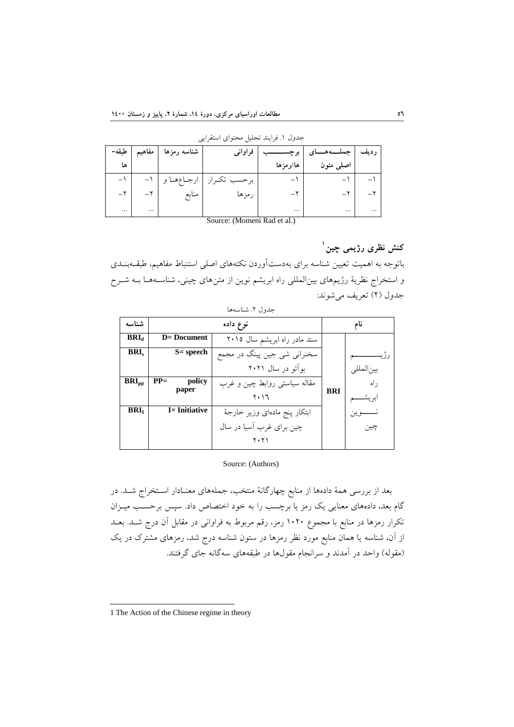جدول ۱. فرایند تحلیل محتوای استقرایی

| ردیف | جمله‌های اصلی متون | برچسب‌ها/رمزها | فراوانی | شناسه رمزها | مفاهیم | طبقه‌ها |
|---|---|---|---|---|---|---|
| ۱- | ۱- | ۱- | برحسب تکرار رمزها | ارجاع‌ها و منابع | ۱- | ۱- |
| ۲- | ۲- | ۲- | | | ۲- | ۲- |
| ... | ... | ... | | | ... | ... |

Source: (Momeni Rad et al.)

## کنش نظری رژیمی چین[1]

باتوجه به اهمیت تعیین شناسه برای به‌دست‌آوردن نکته‌های اصلی استنباط مفاهیم، طبقه‌بندی و استخراج نظریهٔ رژیم‌های بین‌المللی راه ابریشم نوین از متن‌های چینی، شناسه‌ها به شرح جدول (۲) تعریف می‌شوند:

جدول ۲. شناسه‌ها

| نام | | نوع داده | | شناسه |
|---|---|---|---|---|
| رژیم بین‌المللی راه ابریشم نوین چین | BRI | سند مادر راه ابریشم سال ۲۰۱۵ | D= Document | $BRI_d$ |
| | | سخنرانی شی جین پینگ در مجمع بوآئو در سال ۲۰۲۱ | S= speech | $BRI_s$ |
| | | مقاله سیاستی روابط چین و غرب ۲۰۱۶ | PP= policy paper | $BRI_{pp}$ |
| | | ابتکار پنج ماده‌ای وزیر خارجهٔ چین برای غرب آسیا در سال ۲۰۲۱ | I= Initiative | $BRI_I$ |

Source: (Authors)

بعد از بررسی همهٔ داده‌ها از منابع چهارگانهٔ منتخب، جمله‌های معنادار استخراج شد. در گام بعد، داده‌های معنایی یک رمز یا برچسب را به خود اختصاص داد. سپس برحسب میزان تکرار رمزها در منابع با مجموع ۱۰۲۰ رمز، رقم مربوط به فراوانی آن در مقابل آن درج شد. بعد از آن، شناسه یا همان منابع مورد نظر رمزها در ستون شناسه درج شد، رمزهای مشترک در یک (مقوله) واحد در آمدند و سرانجام مقول‌ها در طبقه‌های سه‌گانه جای گرفتند.

---

1 The Action of the Chinese regime in theory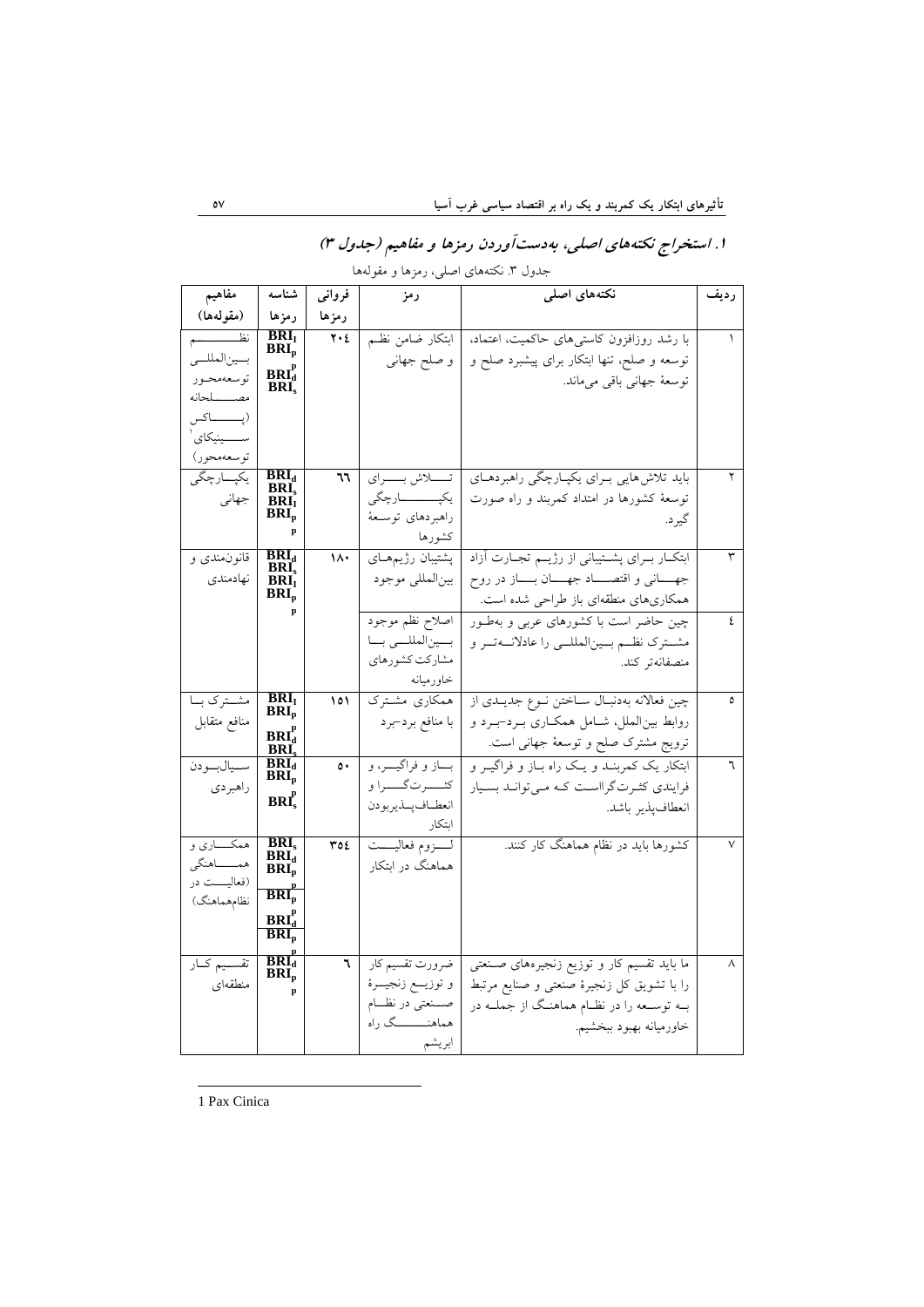## ۱. استخراج نکته‌های اصلی، به‌دست‌آوردن رمزها و مفاهیم (جدول ۳)

جدول ۳. نکته‌های اصلی، رمزها و مقوله‌ها

| ردیف | نکته‌های اصلی | رمز | فروانی رمزها | شناسه رمزها | مفاهیم (مقوله‌ها) |
|---|---|---|---|---|---|
| ۱ | با رشد روزافزون کاستی‌های حاکمیت، اعتماد، توسعه و صلح، تنها ابتکار برای پیشبرد صلح و توسعهٔ جهانی باقی می‌ماند. | ابتکار ضامن نظم و صلح جهانی | ۲۰۴ | $BRI_I$ $BRI_p^p$ $BRI_d$ $BRI_s$ | نظم بین‌المللی توسعه‌محور مصالحانه (پاکس سینیکای[1] توسعه‌محور) |
| ۲ | باید تلاش‌هایی برای یکپارچگی راهبردهای توسعهٔ کشورها در امتداد کمربند و راه صورت گیرد. | تلاش برای یکپارچگی راهبردهای توسعهٔ کشورها | ٦٦ | $BRI_d$ $BRI_s$ $BRI_I$ $BRI_p^p$ | یکپارچگی جهانی |
| ۳ | ابتکار برای پشتیبانی از رژیم تجارت آزاد جهانی و اقتصاد جهان باز در روح همکاری‌های منطقه‌ای باز طراحی شده است. | پشتیبان رژیم‌های بین‌المللی موجود | ۱۸۰ | $BRI_d$ $BRI_s$ $BRI_I$ $BRI_p^p$ | قانون‌مندی و نهادمندی |
| ٤ | چین حاضر است با کشورهای عربی و به‌طور مشترک نظم بین‌المللی را عادلانه‌تر و منصفانه‌تر کند. | اصلاح نظم موجود بین‌المللی با مشارکت کشورهای خاورمیانه | | | |
| ٥ | چین فعالانه به‌دنبال ساختن نوع جدیدی از روابط بین‌الملل، شامل همکاری برد-برد و ترویج مشترک صلح و توسعهٔ جهانی است. | همکاری مشترک با منافع برد-برد | ۱۵۱ | $BRI_I$ $BRI_p^p$ $BRI_d$ $BRI_s$ | مشترک با منافع متقابل |
| ٦ | ابتکار یک کمربند و یک راه باز و فراگیر و فرایندی کثرت‌گرااست که می‌تواند بسیار انعطاف‌پذیر باشد. | باز و فراگیر، و کثرت‌گرا و انعطاف‌پذیربودن ابتکار | ٥٠ | $BRI_d$ $BRI_p^p$ $BRI_s^p$ | سیال‌بودن راهبردی |
| ۷ | کشورها باید در نظام هماهنگ کار کنند. | لزوم فعالیت هماهنگ در ابتکار | ۳٥٤ | $BRI_s$ $BRI_d$ $BRI_p^p$ $BRI_p^p$ $BRI_d^p$ $BRI_p^p$ | همکاری و هماهنگی (فعالیت در نظام‌هماهنگ) |
| ۸ | ما باید تقسیم کار و توزیع زنجیره‌های صنعتی را با تشویق کل زنجیرهٔ صنعتی و صنایع مرتبط به توسعه را در نظام هماهنگ از جمله در خاورمیانه بهبود ببخشیم. | ضرورت تقسیم کار و توزیع زنجیرهٔ صنعتی در نظام هماهنگ راه ابریشم | ٦ | $BRI_d$ $BRI_p^p$ | تقسیم کار منطقه‌ای |

---

1 Pax Cinica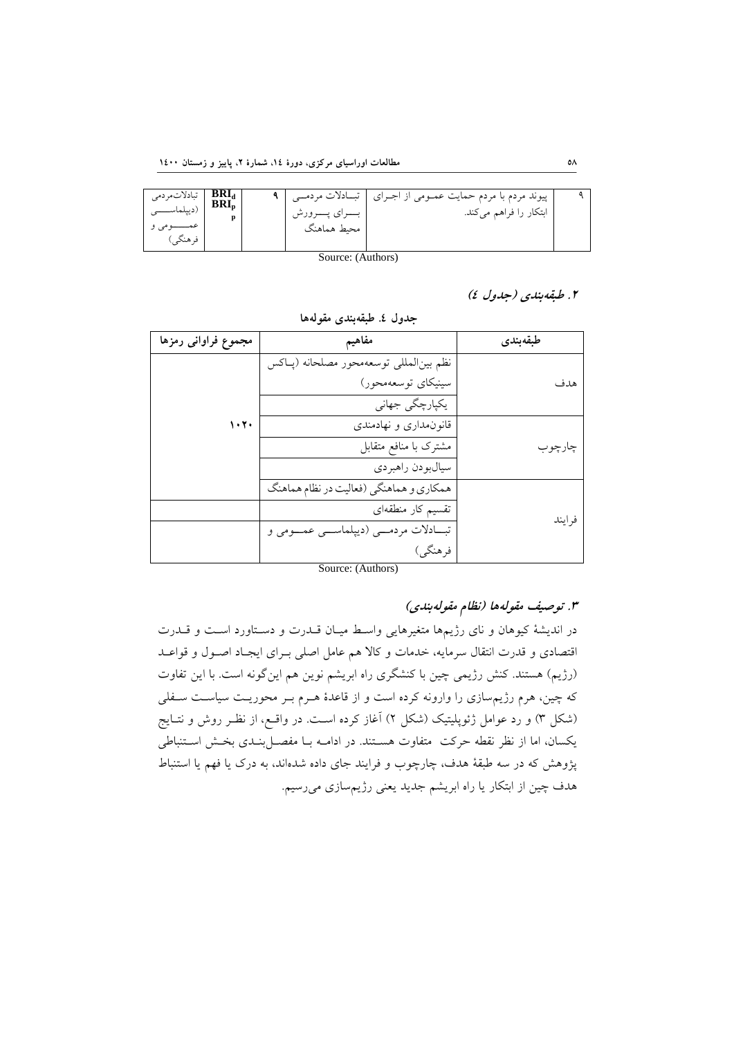| ۹ | پیوند مردم با مردم حمایت عمومی از اجرای ابتکار را فراهم می‌کند. | تبادلات مردمی برای پرورش محیط هماهنگ | ۹ | $BRI_d$ $BRI_p$ | تبادلات‌مردمی (دیپلماسی عمومی و فرهنگی) |
|---|---|---|---|---|---|

Source: (Authors)

### ۲. طبقه‌بندی (جدول ٤)

**جدول ٤. طبقه‌بندی مقوله‌ها**

| طبقه‌بندی | مفاهیم | مجموع فراوانی رمزها |
|---|---|---|
| هدف | نظم بین‌المللی توسعه‌محور مصلحانه (پاکس سینیکای توسعه‌محور) | ۱۰۲۰ |
| | یکپارچگی جهانی | |
| چارچوب | قانون‌مداری و نهادمندی | |
| | مشترک با منافع متقابل | |
| | سیال‌بودن راهبردی | |
| فرایند | همکاری و هماهنگی (فعالیت در نظام هماهنگ | |
| | تقسیم کار منطقه‌ای | |
| | تبادلات مردمی (دیپلماسی عمومی و فرهنگی) | |

Source: (Authors)

### ۳. توصیف مقوله‌ها (نظام مقوله‌بندی)

در اندیشهٔ کیوهان و نای رژیم‌ها متغیرهایی واسط میان قدرت و دستاورد است و قدرت اقتصادی و قدرت انتقال سرمایه، خدمات و کالا هم عامل اصلی برای ایجاد اصول و قواعد (رژیم) هستند. کنش رژیمی چین با کنشگری راه ابریشم نوین هم این‌گونه است. با این تفاوت که چین، هرم رژیم‌سازی را وارونه کرده است و از قاعدهٔ هرم بر محوریت سیاست سفلی (شکل ۳) و رد عوامل ژئوپلیتیک (شکل ۲) آغاز کرده است. در واقع، از نظر روش و نتایج یکسان، اما از نظر نقطه حرکت متفاوت هستند. در ادامه با مفصل‌بندی بخش استنباطی پژوهش که در سه طبقهٔ هدف، چارچوب و فرایند جای داده شده‌اند، به درک یا فهم یا استنباط هدف چین از ابتکار یا راه ابریشم جدید یعنی رژیم‌سازی می‌رسیم.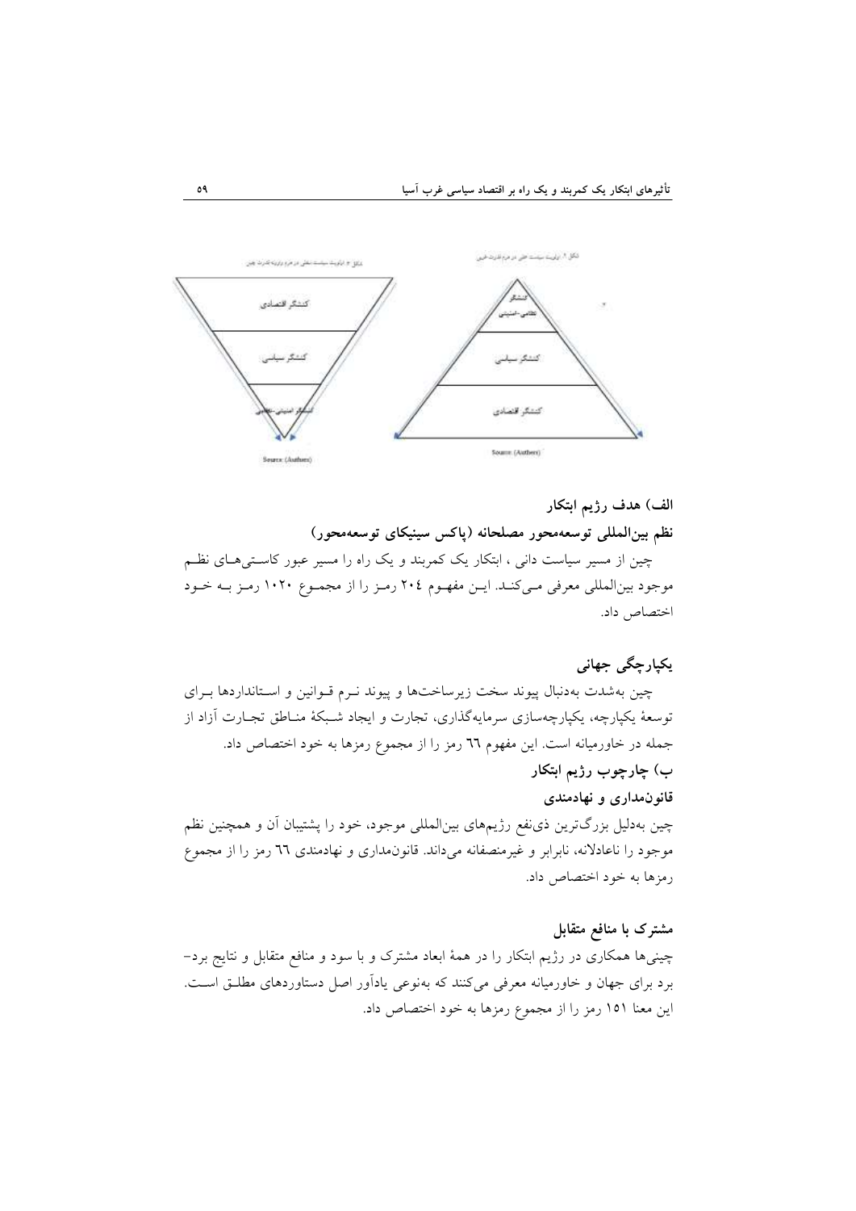الف) هدف رژیم ابتکار

**نظم بین‌المللی توسعه‌محور مصلحانه (پاکس سینیکای توسعه‌محور)**

چین از مسیر سیاست دانی ، ابتکار یک کمربند و یک راه را مسیر عبور کاستی‌های نظم موجود بین‌المللی معرفی می‌کند. این مفهوم ۲۰۴ رمز را از مجموع ۱۰۲۰ رمز به خود اختصاص داد.

**یکپارچگی جهانی**

چین به‌شدت به‌دنبال پیوند سخت زیرساخت‌ها و پیوند نرم قوانین و استانداردها برای توسعهٔ یکپارچه، یکپارچه‌سازی سرمایه‌گذاری، تجارت و ایجاد شبکهٔ مناطق تجارت آزاد از جمله در خاورمیانه است. این مفهوم ٦٦ رمز را از مجموع رمزها به خود اختصاص داد.

ب) چارچوب رژیم ابتکار

**قانون‌مداری و نهادمندی**

چین به‌دلیل بزرگ‌ترین ذی‌نفع رژیم‌های بین‌المللی موجود، خود را پشتیبان آن و همچنین نظم موجود را ناعادلانه، نابرابر و غیرمنصفانه می‌داند. قانون‌مداری و نهادمندی ٦٦ رمز را از مجموع رمزها به خود اختصاص داد.

**مشترک با منافع متقابل**

چینی‌ها همکاری در رژیم ابتکار را در همهٔ ابعاد مشترک و با سود و منافع متقابل و نتایج برد-برد برای جهان و خاورمیانه معرفی می‌کنند که به‌نوعی یادآور اصل دستاوردهای مطلق است. این معنا ۱۵۱ رمز را از مجموع رمزها به خود اختصاص داد.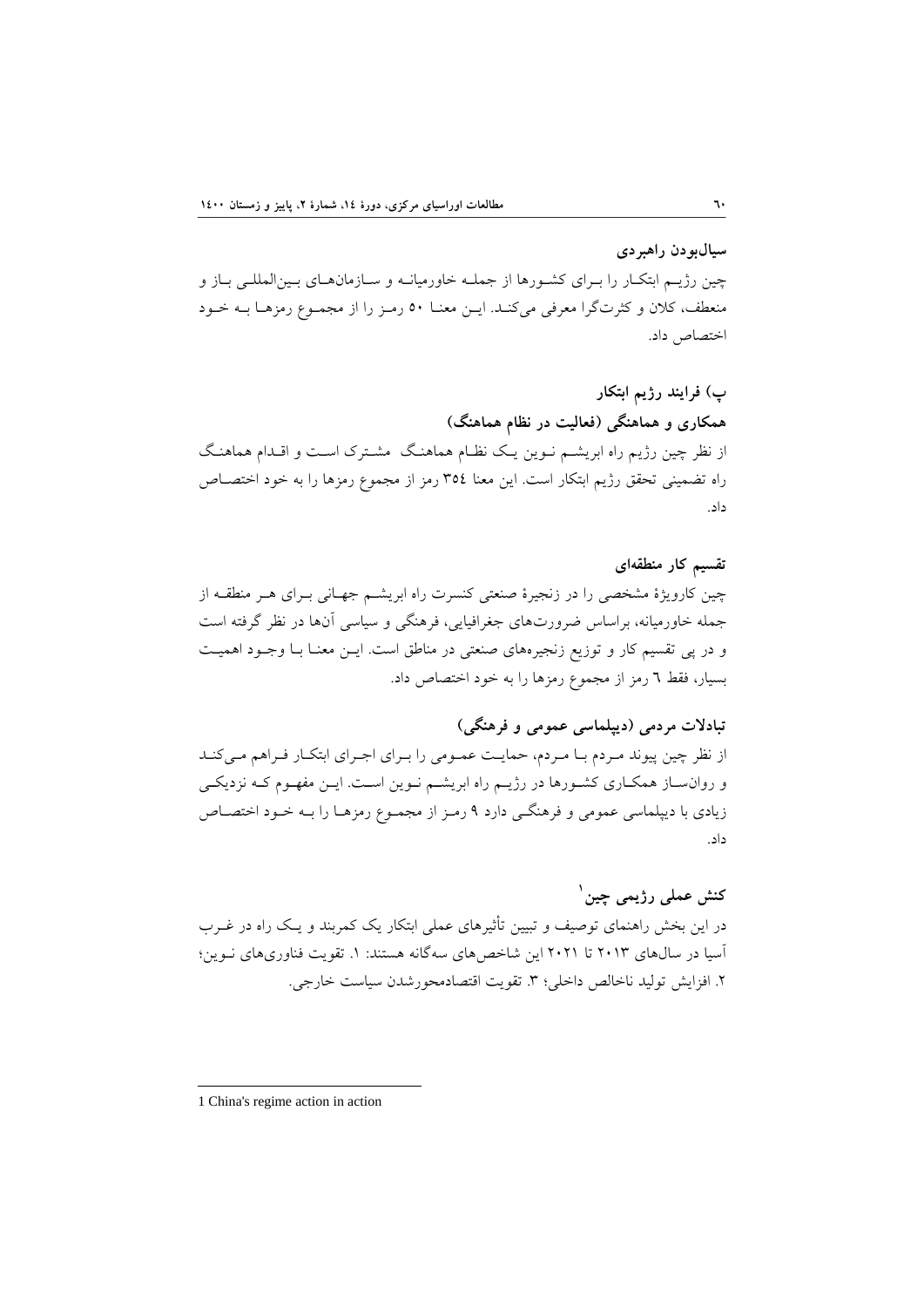### سیال‌بودن راهبردی

چین رژیم ابتکار را برای کشورها از جمله خاورمیانه و سازمان‌های بین‌المللی باز و منعطف، کلان و کثرت‌گرا معرفی می‌کند. این معنا ۵۰ رمز را از مجموع رمزها به خود اختصاص داد.

## پ) فرایند رژیم ابتکار

### همکاری و هماهنگی (فعالیت در نظام هماهنگ)

از نظر چین رژیم راه ابریشم نوین یک نظام هماهنگ مشترک است و اقدام هماهنگ راه تضمینی تحقق رژیم ابتکار است. این معنا ۳۵۴ رمز از مجموع رمزها را به خود اختصاص داد.

### تقسیم کار منطقه‌ای

چین کارویژهٔ مشخصی را در زنجیرهٔ صنعتی کنسرت راه ابریشم جهانی برای هر منطقه از جمله خاورمیانه، براساس ضرورت‌های جغرافیایی، فرهنگی و سیاسی آن‌ها در نظر گرفته است و در پی تقسیم کار و توزیع زنجیره‌های صنعتی در مناطق است. این معنا با وجود اهمیت بسیار، فقط ۶ رمز از مجموع رمزها را به خود اختصاص داد.

### تبادلات مردمی (دیپلماسی عمومی و فرهنگی)

از نظر چین پیوند مردم با مردم، حمایت عمومی را برای اجرای ابتکار فراهم می‌کند و روان‌ساز همکاری کشورها در رژیم راه ابریشم نوین است. این مفهوم که نزدیکی زیادی با دیپلماسی عمومی و فرهنگی دارد ۹ رمز از مجموع رمزها را به خود اختصاص داد.

## کنش عملی رژیمی چین[1]

در این بخش راهنمای توصیف و تبیین تأثیرهای عملی ابتکار یک کمربند و یک راه در غرب آسیا در سال‌های ۲۰۱۳ تا ۲۰۲۱ این شاخص‌های سه‌گانه هستند: ۱. تقویت فناوری‌های نوین؛ ۲. افزایش تولید ناخالص داخلی؛ ۳. تقویت اقتصادمحورشدن سیاست خارجی.

---

1 China's regime action in action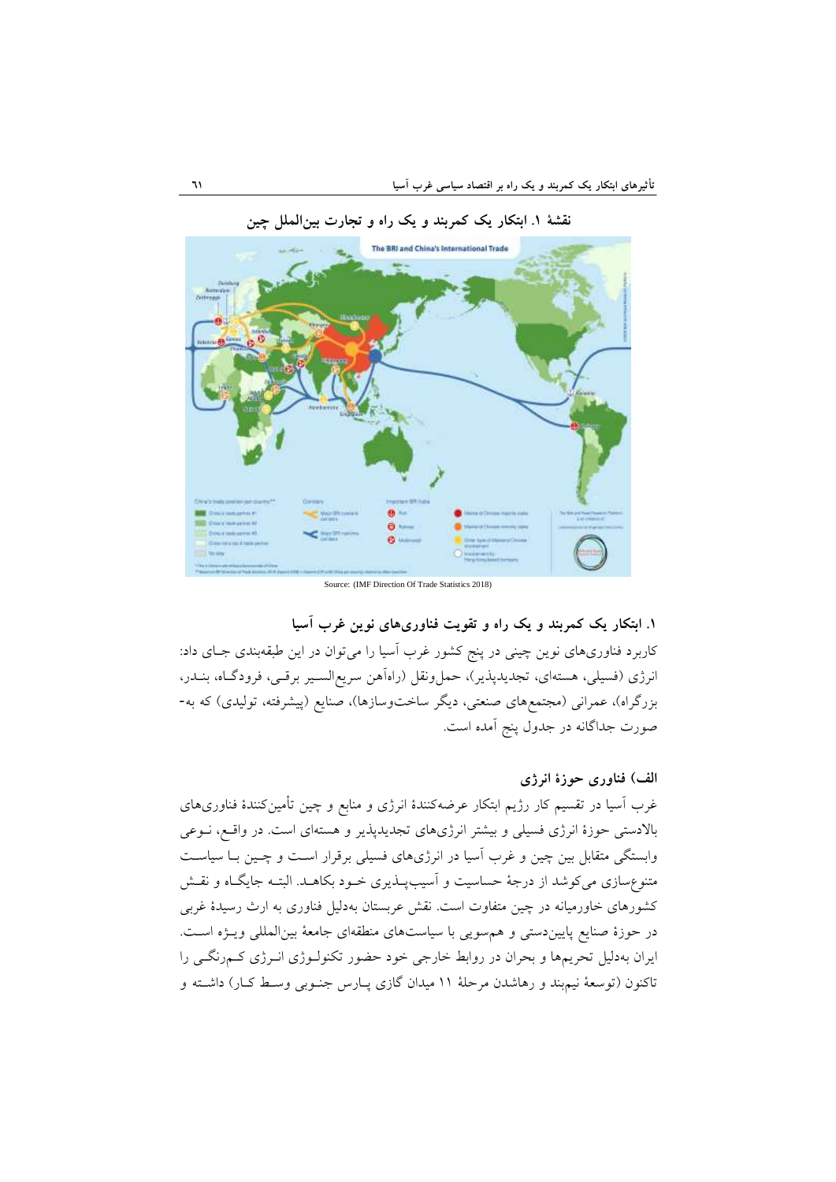نقشهٔ ۱. ابتکار یک کمربند و یک راه و تجارت بین‌الملل چین

Source: (IMF Direction Of Trade Statistics 2018)

### ۱. ابتکار یک کمربند و یک راه و تقویت فناوری‌های نوین غرب آسیا

کاربرد فناوری‌های نوین چینی در پنج کشور غرب آسیا را می‌توان در این طبقه‌بندی جای داد: انرژی (فسیلی، هسته‌ای، تجدیدپذیر)، حمل‌ونقل (راه‌آهن سریع‌السیر برقی، فرودگاه، بندر، بزرگراه)، عمرانی (مجتمع‌های صنعتی، دیگر ساخت‌وسازها)، صنایع (پیشرفته، تولیدی) که به‌صورت جداگانه در جدول پنج آمده است.

#### الف) فناوری حوزهٔ انرژی

غرب آسیا در تقسیم کار رژیم ابتکار عرضه‌کنندهٔ انرژی و منابع و چین تأمین‌کنندهٔ فناوری‌های بالادستی حوزهٔ انرژی فسیلی و بیشتر انرژی‌های تجدیدپذیر و هسته‌ای است. در واقع، نوعی وابستگی متقابل بین چین و غرب آسیا در انرژی‌های فسیلی برقرار است و چین با سیاست متنوع‌سازی می‌کوشد از درجهٔ حساسیت و آسیب‌پذیری خود بکاهد. البته جایگاه و نقش کشورهای خاورمیانه در چین متفاوت است. نقش عربستان به‌دلیل فناوری به ارث رسیدهٔ غربی در حوزهٔ صنایع پایین‌دستی و همسویی با سیاست‌های منطقه‌ای جامعهٔ بین‌المللی ویژه است. ایران به‌دلیل تحریم‌ها و بحران در روابط خارجی خود حضور تکنولوژی انرژی کم‌رنگی را تاکنون (توسعهٔ نیمبند و رهاشدن مرحلهٔ ۱۱ میدان گازی پارس جنوبی وسط کار) داشته و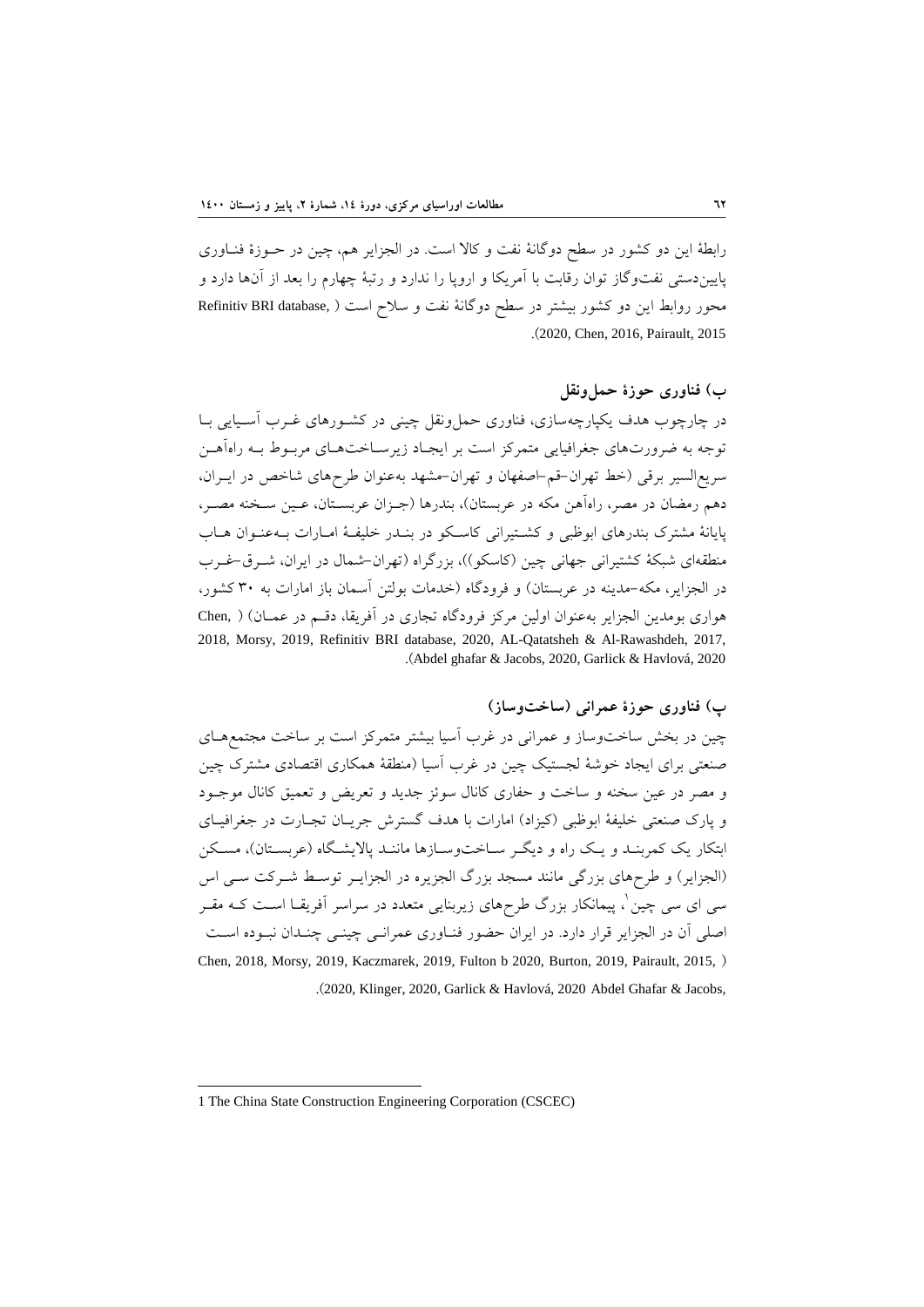رابطهٔ این دو کشور در سطح دوگانهٔ نفت و کالا است. در الجزایر هم، چین در حوزهٔ فناوری پایین‌دستی نفت‌وگاز توان رقابت با آمریکا و اروپا را ندارد و رتبهٔ چهارم را بعد از آن‌ها دارد و محور روابط این دو کشور بیشتر در سطح دوگانهٔ نفت و سلاح است (Refinitiv BRI database, 2020, Chen, 2016, Pairault, 2015).

### ب) فناوری حوزهٔ حمل‌ونقل

در چارچوب هدف یکپارچه‌سازی، فناوری حمل‌ونقل چینی در کشورهای غرب آسیایی با توجه به ضرورت‌های جغرافیایی متمرکز است بر ایجاد زیرساخت‌های مربوط به راه‌آهن سریع‌السیر برقی (خط تهران–قم–اصفهان و تهران–مشهد به‌عنوان طرح‌های شاخص در ایران، دهم رمضان در مصر، راه‌آهن مکه در عربستان)، بندرها (جزان عربستان، عین سخنه مصر، پایانهٔ مشترک بندرهای ابوظبی و کشتیرانی کاسکو در بندر خلیفهٔ امارات به‌عنوان هاب منطقه‌ای شبکهٔ کشتیرانی جهانی چین (کاسکو))، بزرگراه (تهران–شمال در ایران، شرق–غرب در الجزایر، مکه–مدینه در عربستان) و فرودگاه (خدمات بولتن آسمان باز امارات به ۳۰ کشور، هواری بومدین الجزایر به‌عنوان اولین مرکز فرودگاه تجاری در آفریقا، دقم در عمان) (Chen, 2018, Morsy, 2019, Refinitiv BRI database, 2020, AL-Qatatsheh & Al-Rawashdeh, 2017, Abdel ghafar & Jacobs, 2020, Garlick & Havlová, 2020).

### پ) فناوری حوزهٔ عمرانی (ساخت‌وساز)

چین در بخش ساخت‌وساز و عمرانی در غرب آسیا بیشتر متمرکز است بر ساخت مجتمع‌های صنعتی برای ایجاد خوشهٔ لجستیک چین در غرب آسیا (منطقهٔ همکاری اقتصادی مشترک چین و مصر در عین سخنه و ساخت و حفاری کانال سوئز جدید و تعریض و تعمیق کانال موجود و پارک صنعتی خلیفهٔ ابوظبی (کیزاد) امارات با هدف گسترش جریان تجارت در جغرافیای ابتکار یک کمربند و یک راه و دیگر ساخت‌وسازها مانند پالایشگاه (عربستان)، مسکن (الجزایر) و طرح‌های بزرگی مانند مسجد بزرگ الجزیره در الجزایر توسط شرکت سی اس سی ای سی چین[1]، پیمانکار بزرگ طرح‌های زیربنایی متعدد در سراسر آفریقا است که مقر اصلی آن در الجزایر قرار دارد. در ایران حضور فناوری عمرانی چینی چندان نبوده است (Chen, 2018, Morsy, 2019, Kaczmarek, 2019, Fulton b 2020, Burton, 2019, Pairault, 2015, 2020, Klinger, 2020, Garlick & Havlová, 2020 Abdel Ghafar & Jacobs,).

---

1 The China State Construction Engineering Corporation (CSCEC)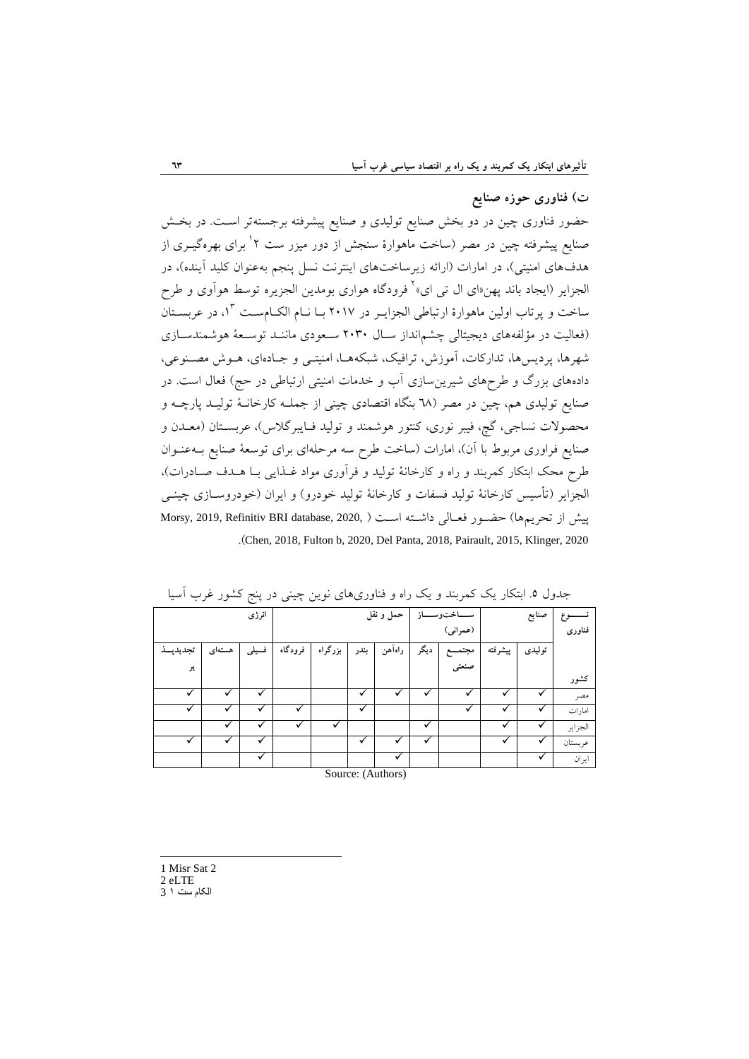## ت) فناوری حوزه صنایع

حضور فناوری چین در دو بخش صنایع تولیدی و صنایع پیشرفته برجسته‌تر است. در بخش صنایع پیشرفته چین در مصر (ساخت ماهوارهٔ سنجش از دور میزر ست ۲[1] برای بهره‌گیری از هدف‌های امنیتی)، در امارات (ارائه زیرساخت‌های اینترنت نسل پنجم به‌عنوان کلید آینده)، در الجزایر (ایجاد باند پهن«ای ال تی ای»[2] فرودگاه هواری بومدین الجزیره توسط هوآوی و طرح ساخت و پرتاب اولین ماهوارهٔ ارتباطی الجزایر در ۲۰۱۷ با نام الکام‌ست ۱[3]، در عربستان (فعالیت در مؤلفه‌های دیجیتالی چشم‌انداز سال ۲۰۳۰ سعودی مانند توسعهٔ هوشمندسازی شهرها، پردیس‌ها، تدارکات، آموزش، ترافیک، شبکه‌ها، امنیتی و جاده‌ای، هوش مصنوعی، داده‌های بزرگ و طرح‌های شیرین‌سازی آب و خدمات امنیتی ارتباطی در حج) فعال است. در صنایع تولیدی هم، چین در مصر (٦٨ بنگاه اقتصادی چینی از جمله کارخانهٔ تولید پارچه و محصولات نساجی، گچ، فیبر نوری، کنتور هوشمند و تولید فایبرگلاس)، عربستان (معدن و صنایع فراوری مربوط با آن)، امارات (ساخت طرح سه مرحله‌ای برای توسعهٔ صنایع به‌عنوان طرح محک ابتکار کمربند و راه و کارخانهٔ تولید و فرآوری مواد غذایی با هدف صادرات)، الجزایر (تأسیس کارخانهٔ تولید فسفات و کارخانهٔ تولید خودرو) و ایران (خودروسازی چینی پیش از تحریم‌ها) حضور فعالی داشته است (Morsy, 2019, Refinitiv BRI database, 2020, Chen, 2018, Fulton b, 2020, Del Panta, 2018, Pairault, 2015, Klinger, 2020).

جدول ۵. ابتکار یک کمربند و یک راه و فناوری‌های نوین چینی در پنج کشور غرب آسیا

| نوع فناوری | صنایع | | ساخت‌وساز (عمرانی) | | حمل و نقل | | | | انرژی | | |
|---|---|---|---|---|---|---|---|---|---|---|---|
| کشور | تولیدی | پیشرفته | مجتمع صنعتی | دیگر | راه‌آهن | بندر | بزرگراه | فرودگاه | فسیلی | هسته‌ای | تجدیدپذیر |
| مصر | ✓ | ✓ | ✓ | ✓ | ✓ | ✓ | | | ✓ | ✓ | ✓ |
| امارات | ✓ | ✓ | ✓ | | | ✓ | | ✓ | ✓ | ✓ | ✓ |
| الجزایر | ✓ | ✓ | | ✓ | | | ✓ | ✓ | ✓ | ✓ | |
| عربستان | ✓ | ✓ | | ✓ | ✓ | ✓ | | | ✓ | ✓ | ✓ |
| ایران | ✓ | | | | ✓ | | | | ✓ | | |

Source: (Authors)

1 Misr Sat 2
2 eLTE
3 الکام ست ۱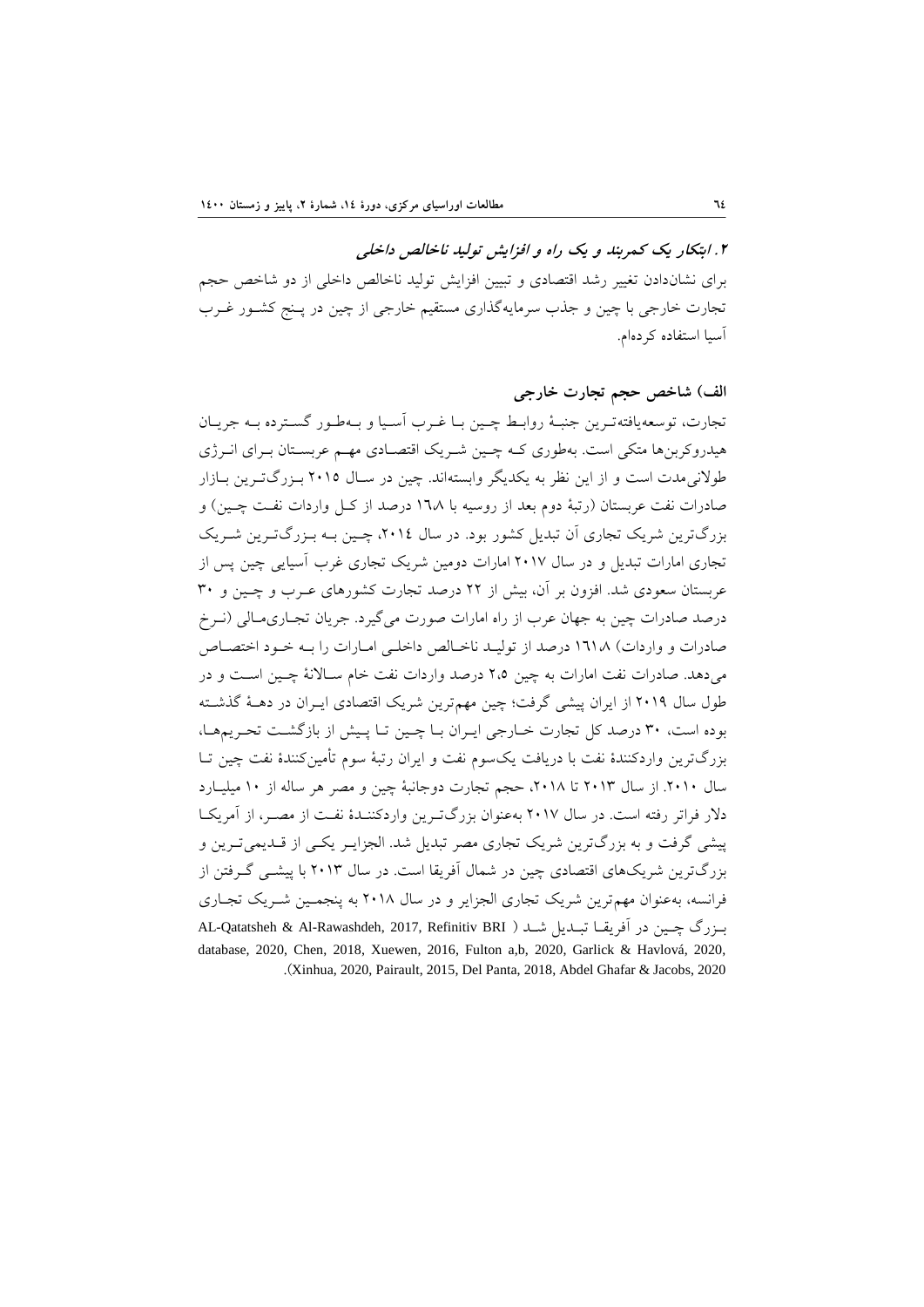### ۲. ابتکار یک کمربند و یک راه و افزایش تولید ناخالص داخلی

برای نشان‌دادن تغییر رشد اقتصادی و تبیین افزایش تولید ناخالص داخلی از دو شاخص حجم تجارت خارجی با چین و جذب سرمایه‌گذاری مستقیم خارجی از چین در پنج کشور غرب آسیا استفاده کرده‌ام.

#### الف) شاخص حجم تجارت خارجی

تجارت، توسعه‌یافته‌ترین جنبهٔ روابط چین با غرب آسیا و به‌طور گسترده به جریان هیدروکربن‌ها متکی است. به‌طوری که چین شریک اقتصادی مهم عربستان برای انرژی طولانی‌مدت است و از این نظر به یکدیگر وابسته‌اند. چین در سال ۲۰۱۵ بزرگ‌ترین بازار صادرات نفت عربستان (رتبهٔ دوم بعد از روسیه با ۱٦.۸ درصد از کل واردات نفت چین) و بزرگ‌ترین شریک تجاری آن کشور بود. در سال ۲۰۱٤، چین به بزرگ‌ترین شریک تجاری امارات تبدیل و در سال ۲۰۱۷ امارات دومین شریک تجاری غرب آسیایی چین پس از عربستان سعودی شد. افزون بر آن، بیش از ۲۲ درصد تجارت کشورهای عرب و چین و ۳۰ درصد صادرات چین به جهان عرب از راه امارات صورت می‌گیرد. جریان تجاری‌مالی (نرخ صادرات و واردات) ۱٦۱.۸ درصد از تولید ناخالص داخلی امارات را به خود اختصاص می‌دهد. صادرات نفت امارات به چین ۲.۵ درصد واردات نفت خام سالانهٔ چین است و در طول سال ۲۰۱۹ از ایران پیشی گرفت؛ چین مهم‌ترین شریک اقتصادی ایران در دههٔ گذشته بوده است، ۳۰ درصد کل تجارت خارجی ایران با چین تا پیش از بازگشت تحریم‌ها، بزرگ‌ترین واردکنندهٔ نفت با دریافت یک‌سوم نفت و ایران رتبهٔ سوم تأمین‌کنندهٔ نفت چین تا سال ۲۰۱۰. از سال ۲۰۱۳ تا ۲۰۱۸، حجم تجارت دوجانبهٔ چین و مصر هر ساله از ۱۰ میلیارد دلار فراتر رفته است. در سال ۲۰۱۷ به‌عنوان بزرگ‌ترین واردکنندهٔ نفت از مصر، از آمریکا پیشی گرفت و به بزرگ‌ترین شریک تجاری مصر تبدیل شد. الجزایر یکی از قدیمی‌ترین و بزرگ‌ترین شریک‌های اقتصادی چین در شمال آفریقا است. در سال ۲۰۱۳ با پیشی گرفتن از فرانسه، به‌عنوان مهم‌ترین شریک تجاری الجزایر و در سال ۲۰۱۸ به پنجمین شریک تجاری بزرگ چین در آفریقا تبدیل شد (AL-Qatatsheh & Al-Rawashdeh, 2017, Refinitiv BRI database, 2020, Chen, 2018, Xuewen, 2016, Fulton a,b, 2020, Garlick & Havlová, 2020, Xinhua, 2020, Pairault, 2015, Del Panta, 2018, Abdel Ghafar & Jacobs, 2020).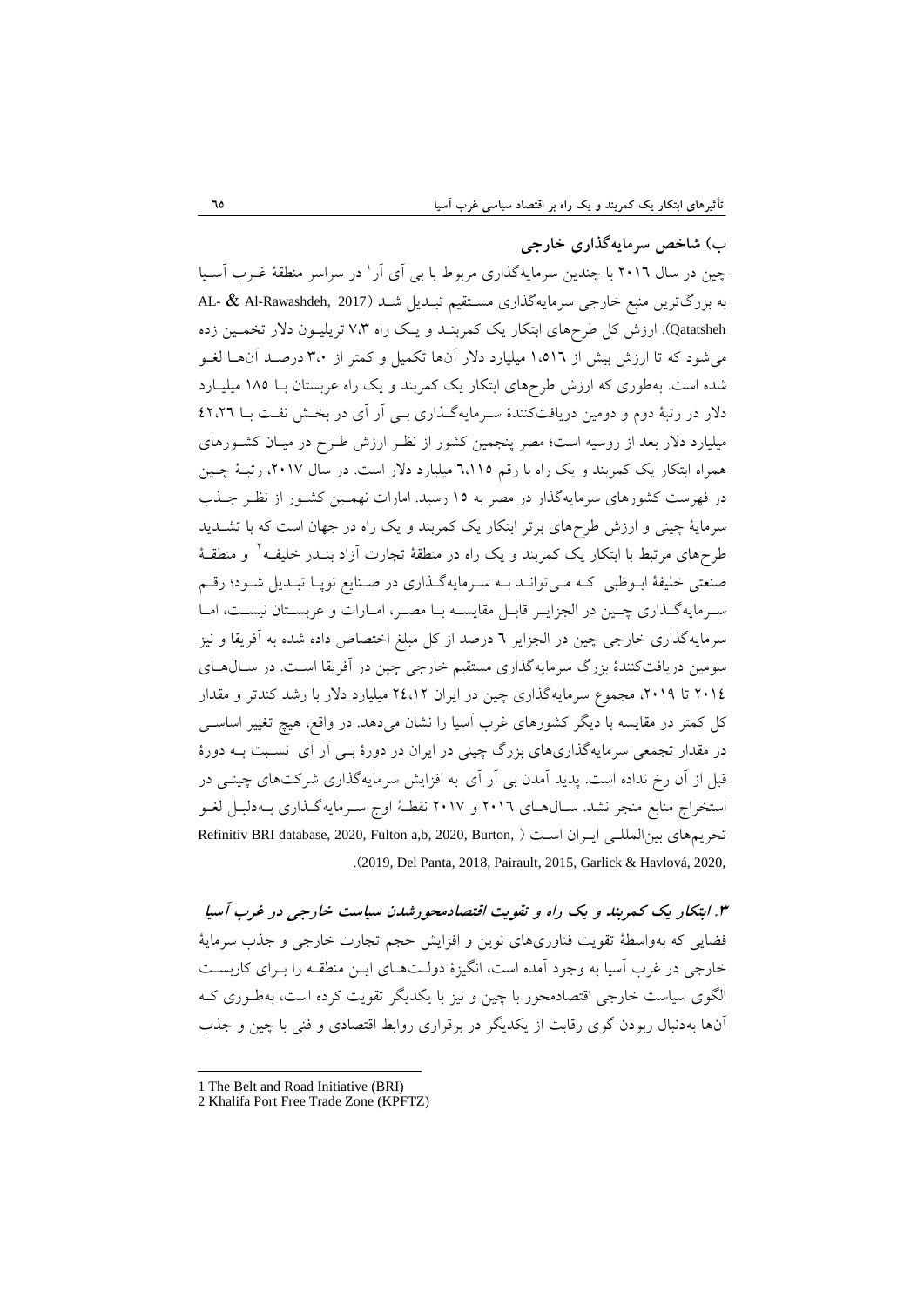### ب) شاخص سرمایه‌گذاری خارجی

چین در سال ۲۰۱۶ با چندین سرمایه‌گذاری مربوط با بی آی آر[1] در سراسر منطقهٔ غـرب آسـیا به بزرگ‌ترین منبع خارجی سرمایه‌گذاری مسـتقیم تبـدیل شـد (AL- & Al-Rawashdeh, 2017 Qatatsheh). ارزش کل طرح‌های ابتکار یک کمربنـد و یـک راه ۷،۳ تریلیـون دلار تخمـین زده می‌شود که تا ارزش بیش از ۱،۵۱۶ میلیارد دلار آن‌ها تکمیل و کمتر از ۳،۰ درصـد آن‌هـا لغـو شده است. به‌طوری که ارزش طرح‌های ابتکار یک کمربند و یک راه عربستان بـا ۱۸۵ میلیـارد دلار در رتبهٔ دوم و دومین دریافت‌کنندهٔ سـرمایه‌گـذاری بـی آر آی در بخـش نفـت بـا ٤٢،٢٦ میلیارد دلار بعد از روسیه است؛ مصر پنجمین کشور از نظـر ارزش طـرح در میـان کشـورهای همراه ابتکار یک کمربند و یک راه با رقم ٦،١١٥ میلیارد دلار است. در سال ۲۰۱۷، رتبـهٔ چـین در فهرست کشورهای سرمایه‌گذار در مصر به ۱۵ رسید. امارات نهمـین کشـور از نظـر جـذب سرمایهٔ چینی و ارزش طرح‌های برتر ابتکار یک کمربند و یک راه در جهان است که با تشـدید طرح‌های مرتبط با ابتکار یک کمربند و یک راه در منطقهٔ تجارت آزاد بنـدر خلیفـه[2] و منطقـهٔ صنعتی خلیفهٔ ابـوظبی کـه مـی‌توانـد بـه سـرمایه‌گـذاری در صـنایع نوپـا تبـدیل شـود؛ رقـم سـرمایه‌گـذاری چـین در الجزایـر قابـل مقایسـه بـا مصـر، امـارات و عربسـتان نیسـت، امـا سرمایه‌گذاری خارجی چین در الجزایر ٦ درصد از کل مبلغ اختصاص داده شده به آفریقا و نیز سومین دریافت‌کنندهٔ بزرگ سرمایه‌گذاری مستقیم خارجی چین در آفریقا اسـت. در سـال‌هـای ۲۰۱٤ تا ۲۰۱۹، مجموع سرمایه‌گذاری چین در ایران ٢٤،١٢ میلیارد دلار با رشد کندتر و مقدار کل کمتر در مقایسه با دیگر کشورهای غرب آسیا را نشان می‌دهد. در واقع، هیچ تغییر اساسـی در مقدار تجمعی سرمایه‌گذاری‌های بزرگ چینی در ایران در دورهٔ بـی آر آی نسـبت بـه دورهٔ قبل از آن رخ نداده است. پدید آمدن بی آر آی به افزایش سرمایه‌گذاری شرکت‌های چینـی در استخراج منابع منجر نشد. سـال‌هـای ۲۰۱٦ و ۲۰۱۷ نقطـهٔ اوج سـرمایه‌گـذاری بـه‌دلیـل لغـو تحریم‌های بین‌المللـی ایـران اسـت (Refinitiv BRI database, 2020, Fulton a,b, 2020, Burton, 2019, Del Panta, 2018, Pairault, 2015, Garlick & Havlová, 2020,).

## ۳. ابتکار یک کمربند و یک راه و تقویت *اقتصادمحورشدن* سیاست خارجی در غرب آسیا

فضایی که به‌واسطهٔ تقویت فناوری‌های نوین و افزایش حجم تجارت خارجی و جذب سرمایهٔ خارجی در غرب آسیا به وجود آمده است، انگیزهٔ دولـت‌هـای ایـن منطقـه را بـرای کاربسـت الگوی سیاست خارجی اقتصادمحور با چین و نیز با یکدیگر تقویت کرده است، به‌طـوری کـه آن‌ها به‌دنبال ربودن گوی رقابت از یکدیگر در برقراری روابط اقتصادی و فنی با چین و جذب

---

1 The Belt and Road Initiative (BRI)

2 Khalifa Port Free Trade Zone (KPFTZ)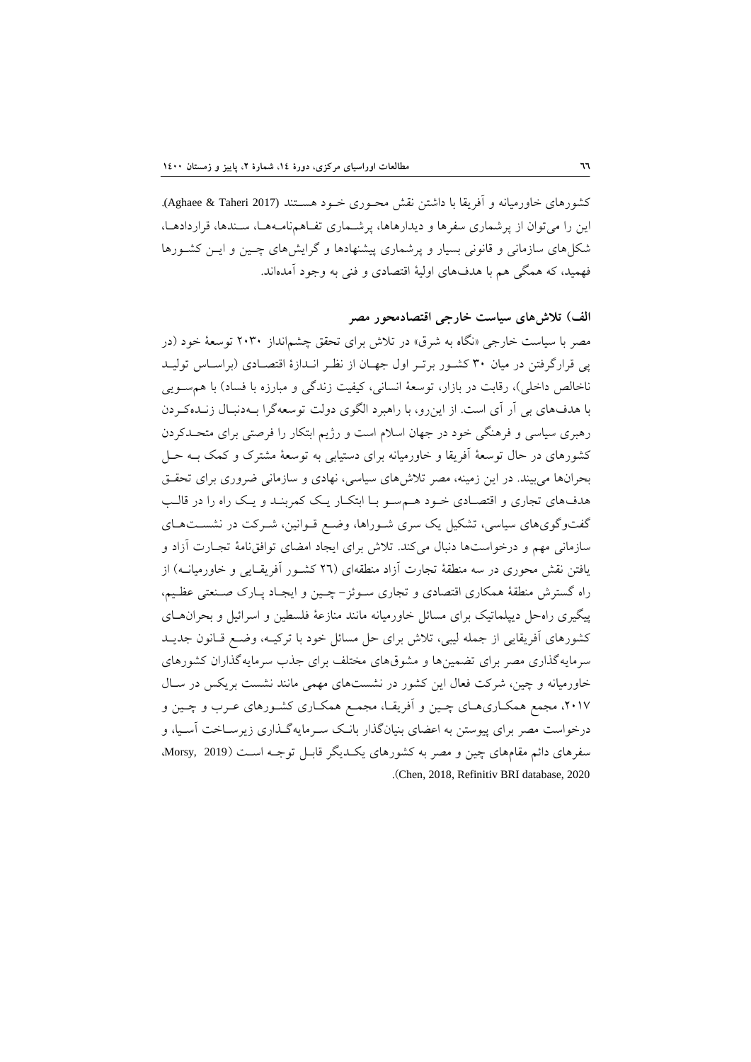کشورهای خاورمیانه و آفریقا با داشتن نقش محوری خود هستند (Aghaee & Taheri 2017). این را می‌توان از پرشماری سفرها و دیدارها، پرشماری تفاهم‌نامه‌ها، سندها، قراردادها، شکل‌های سازمانی و قانونی بسیار و پرشماری پیشنهادها و گرایش‌های چین و این کشورها فهمید، که همگی هم با هدف‌های اولیهٔ اقتصادی و فنی به وجود آمده‌اند.

### الف) تلاش‌های سیاست خارجی اقتصادمحور مصر

مصر با سیاست خارجی «نگاه به شرق» در تلاش برای تحقق چشم‌انداز ۲۰۳۰ توسعهٔ خود (در پی قرارگرفتن در میان ۳۰ کشور برتر اول جهان از نظر اندازهٔ اقتصادی (براساس تولید ناخالص داخلی)، رقابت در بازار، توسعهٔ انسانی، کیفیت زندگی و مبارزه با فساد) با هم‌سویی با هدف‌های بی آر آی است. از این‌رو، با راهبرد الگوی دولت توسعه‌گرا بـه‌دنبال زنده‌کردن رهبری سیاسی و فرهنگی خود در جهان اسلام است و رژیم ابتکار را فرصتی برای متحدکردن کشورهای در حال توسعهٔ آفریقا و خاورمیانه برای دستیابی به توسعهٔ مشترک و کمک به حل بحران‌ها می‌بیند. در این زمینه، مصر تلاش‌های سیاسی، نهادی و سازمانی ضروری برای تحقق هدف‌های تجاری و اقتصادی خود هم‌سو با ابتکار یک کمربند و یک راه را در قالب گفت‌وگوی‌های سیاسی، تشکیل یک سری شوراها، وضع قوانین، شرکت در نشست‌های سازمانی مهم و درخواست‌ها دنبال می‌کند. تلاش برای ایجاد امضای توافق‌نامهٔ تجارت آزاد و یافتن نقش محوری در سه منطقهٔ تجارت آزاد منطقه‌ای (۲٦ کشور آفریقایی و خاورمیانه) از راه گسترش منطقهٔ همکاری اقتصادی و تجاری سوئز- چین و ایجاد پارک صنعتی عظیم، پیگیری راه‌حل دیپلماتیک برای مسائل خاورمیانه مانند منازعهٔ فلسطین و اسرائیل و بحران‌های کشورهای آفریقایی از جمله لیبی، تلاش برای حل مسائل خود با ترکیه، وضع قانون جدید سرمایه‌گذاری مصر برای تضمین‌ها و مشوق‌های مختلف برای جذب سرمایه‌گذاران کشورهای خاورمیانه و چین، شرکت فعال این کشور در نشست‌های مهمی مانند نشست بریکس در سال ۲۰۱۷، مجمع همکاری‌های چین و آفریقا، مجمع همکاری کشورهای عرب و چین و درخواست مصر برای پیوستن به اعضای بنیان‌گذار بانک سرمایه‌گذاری زیرساخت آسیا، و سفرهای دائم مقام‌های چین و مصر به کشورهای یکدیگر قابل توجه است (Morsy, 2019، Chen, 2018, Refinitiv BRI database, 2020).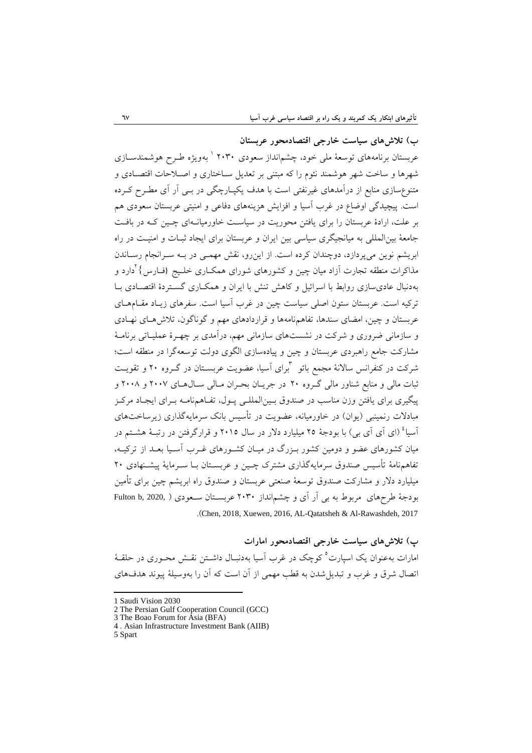### ب) تلاش‌های سیاست خارجی اقتصادمحور عربستان

عربستان برنامه‌های توسعهٔ ملی خود، چشم‌انداز سعودی ۲۰۳۰ [1] به‌ویژه طرح هوشمندسازی شهرها و ساخت شهر هوشمند نئوم را که مبتنی بر تعدیل ساختاری و اصلاحات اقتصادی و متنوع‌سازی منابع از درآمدهای غیرنفتی است با هدف یکپارچگی در بی آر آی مطرح کرده است. پیچیدگی اوضاع در غرب آسیا و افزایش هزینه‌های دفاعی و امنیتی عربستان سعودی هم بر علت، ارادهٔ عربستان را برای یافتن محوریت در سیاست خاورمیانه‌ای چین که در بافت جامعهٔ بین‌المللی به میانجیگری سیاسی بین ایران و عربستان برای ایجاد ثبات و امنیت در راه ابریشم نوین می‌پردازد، دوچندان کرده است. از این‌رو، نقش مهمی در به سرانجام رساندن مذاکرات منطقه تجارت آزاد میان چین و کشورهای شورای همکاری خلیج {فارس} [2] دارد و به‌دنبال عادی‌سازی روابط با اسرائیل و کاهش تنش با ایران و همکاری گستردهٔ اقتصادی با ترکیه است. عربستان ستون اصلی سیاست چین در غرب آسیا است. سفرهای زیاد مقام‌های عربستان و چین، امضای سندها، تفاهم‌نامه‌ها و قراردادهای مهم و گوناگون، تلاش‌های نهادی و سازمانی ضروری و شرکت در نشست‌های سازمانی مهم، درآمدی بر چهرهٔ عملیاتی برنامهٔ مشارکت جامع راهبردی عربستان و چین و پیاده‌سازی الگوی دولت توسعه‌گرا در منطقه است؛ شرکت در کنفرانس سالانهٔ مجمع بائو [3] برای آسیا، عضویت عربستان در گروه ۲۰ و تقویت ثبات مالی و منابع شناور مالی گروه ۲۰ در جریان بحران مالی سال‌های ۲۰۰۷ و ۲۰۰۸ و پیگیری برای یافتن وزن مناسب در صندوق بین‌المللی پول، تفاهم‌نامه برای ایجاد مرکز مبادلات رنمینبی (یوان) در خاورمیانه، عضویت در تأسیس بانک سرمایه‌گذاری زیرساخت‌های آسیا [4] (ای آی آی بی) با بودجهٔ ۲۵ میلیارد دلار در سال ۲۰۱۵ و قرارگرفتن در رتبهٔ هشتم در میان کشورهای عضو و دومین کشور بزرگ در میان کشورهای غرب آسیا بعد از ترکیه، تفاهم‌نامهٔ تأسیس صندوق سرمایه‌گذاری مشترک چین و عربستان با سرمایهٔ پیشنهادی ۲۰ میلیارد دلار و مشارکت صندوق توسعهٔ صنعتی عربستان و صندوق راه ابریشم چین برای تأمین بودجهٔ طرح‌های مربوط به بی آر آی و چشم‌انداز ۲۰۳۰ عربستان سعودی (Fulton b, 2020, Chen, 2018, Xuewen, 2016, AL-Qatatsheh & Al-Rawashdeh, 2017).

### پ) تلاش‌های سیاست خارجی اقتصادمحور امارات

امارات به‌عنوان یک اسپارت [5] کوچک در غرب آسیا به‌دنبال داشتن نقش محوری در حلقهٔ اتصال شرق و غرب و تبدیل‌شدن به قطب مهمی از آن است که آن را به‌وسیلهٔ پیوند هدف‌های

---

1 Saudi Vision 2030
2 The Persian Gulf Cooperation Council (GCC)
3 The Boao Forum for Asia (BFA)
4 . Asian Infrastructure Investment Bank (AIIB)
5 Spart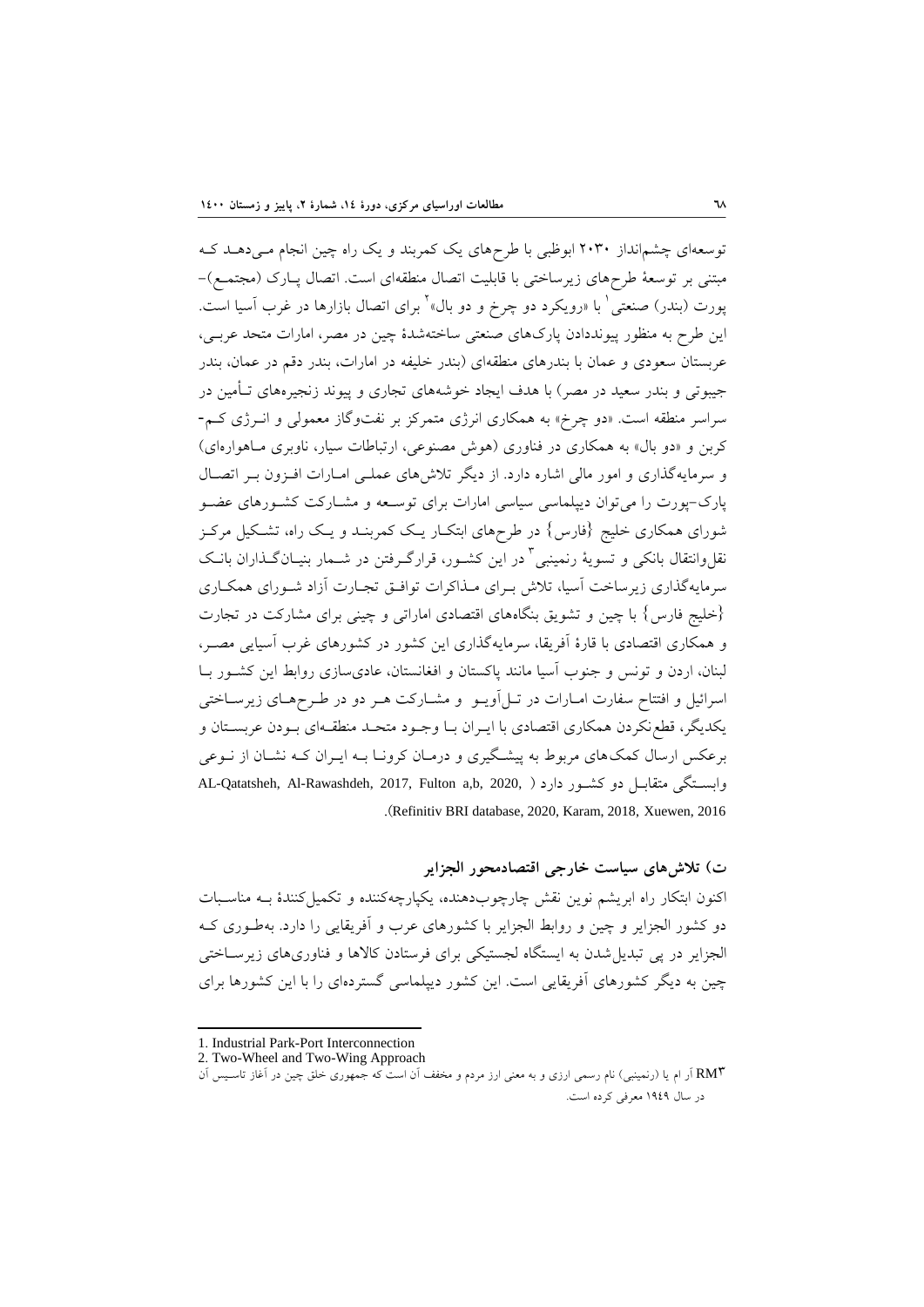توسعه‌ای چشم‌انداز ۲۰۳۰ ابوظبی با طرح‌های یک کمربند و یک راه چین انجام می‌دهد که مبتنی بر توسعهٔ طرح‌های زیرساختی با قابلیت اتصال منطقه‌ای است. اتصال پارک (مجتمع)-پورت (بندر) صنعتی[1] با «رویکرد دو چرخ و دو بال»[2] برای اتصال بازارها در غرب آسیا است. این طرح به منظور پیونددادن پارک‌های صنعتی ساخته‌شدهٔ چین در مصر، امارات متحد عربی، عربستان سعودی و عمان با بندرهای منطقه‌ای (بندر خلیفه در امارات، بندر دقم در عمان، بندر جیبوتی و بندر سعید در مصر) با هدف ایجاد خوشه‌های تجاری و پیوند زنجیره‌های تأمین در سراسر منطقه است. «دو چرخ» به همکاری انرژی متمرکز بر نفت‌وگاز معمولی و انرژی کم-کربن و «دو بال» به همکاری در فناوری (هوش مصنوعی، ارتباطات سیار، ناوبری ماهواره‌ای) و سرمایه‌گذاری و امور مالی اشاره دارد. از دیگر تلاش‌های عملی امارات افزون بر اتصال پارک-پورت را می‌توان دیپلماسی سیاسی امارات برای توسعه و مشارکت کشورهای عضو شورای همکاری خلیج {فارس} در طرح‌های ابتکار یک کمربند و یک راه، تشکیل مرکز نقل‌وانتقال بانکی و تسویهٔ رنمینبی[3] در این کشور، قرارگرفتن در شمار بنیان‌گذاران بانک سرمایه‌گذاری زیرساخت آسیا، تلاش برای مذاکرات توافق تجارت آزاد شورای همکاری {خلیج فارس} با چین و تشویق بنگاه‌های اقتصادی اماراتی و چینی برای مشارکت در تجارت و همکاری اقتصادی با قارهٔ آفریقا، سرمایه‌گذاری این کشور در کشورهای غرب آسیایی مصر، لبنان، اردن و تونس و جنوب آسیا مانند پاکستان و افغانستان، عادی‌سازی روابط این کشور با اسرائیل و افتتاح سفارت امارات در تل‌آویو و مشارکت هر دو در طرح‌های زیرساختی یکدیگر، قطع‌نکردن همکاری اقتصادی با ایران با وجود متحد منطقه‌ای بودن عربستان و برعکس ارسال کمک‌های مربوط به پیشگیری و درمان کرونا به ایران که نشان از نوعی وابستگی متقابل دو کشور دارد (AL-Qatatsheh, Al-Rawashdeh, 2017, Fulton a,b, 2020, Refinitiv BRI database, 2020, Karam, 2018, Xuewen, 2016).

### ت) تلاش‌های سیاست خارجی اقتصادمحور الجزایر

اکنون ابتکار راه ابریشم نوین نقش چارچوب‌دهنده، یکپارچه‌کننده و تکمیل‌کنندهٔ به مناسبات دو کشور الجزایر و چین و روابط الجزایر با کشورهای عرب و آفریقایی را دارد. به‌طوری که الجزایر در پی تبدیل‌شدن به ایستگاه لجستیکی برای فرستادن کالاها و فناوری‌های زیرساختی چین به دیگر کشورهای آفریقایی است. این کشور دیپلماسی گسترده‌ای را با این کشورها برای

---

1. Industrial Park-Port Interconnection
2. Two-Wheel and Two-Wing Approach
3. RM آر ام یا (رنمینبی) نام رسمی ارزی و به معنی ارز مردم و مخفف آن است که جمهوری خلق چین در آغاز تاسیس آن در سال ۱۹۴۹ معرفی کرده است.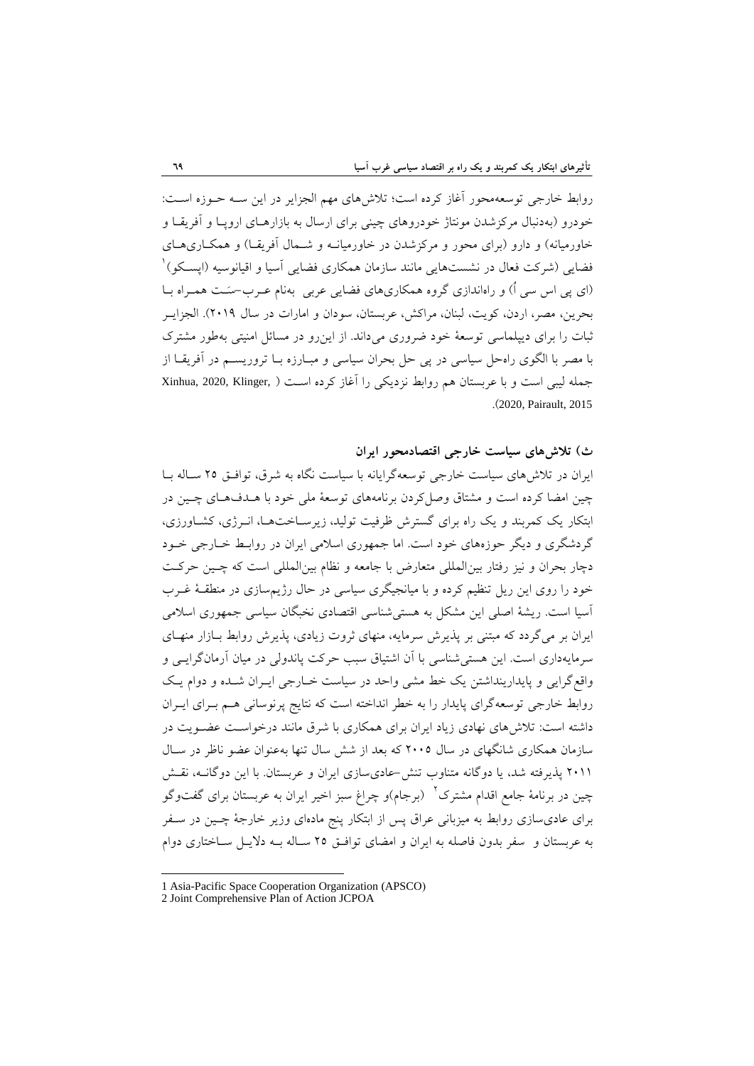روابط خارجی توسعه‌محور آغاز کرده است؛ تلاش‌های مهم الجزایر در این سه حوزه است: خودرو (به‌دنبال مرکزشدن مونتاژ خودروهای چینی برای ارسال به بازارهای اروپا و آفریقا و خاورمیانه) و دارو (برای محور و مرکزشدن در خاورمیانه و شمال آفریقا) و همکاری‌های فضایی (شرکت فعال در نشست‌هایی مانند سازمان همکاری فضایی آسیا و اقیانوسیه (اپسکو)[1] (ای پی اس سی اُ) و راه‌اندازی گروه همکاری‌های فضایی عربی به‌نام عرب-سَت همراه با بحرین، مصر، اردن، کویت، لبنان، مراکش، عربستان، سودان و امارات در سال ۲۰۱۹). الجزایر ثبات را برای دیپلماسی توسعهٔ خود ضروری می‌داند. از این‌رو در مسائل امنیتی به‌طور مشترک با مصر با الگوی راه‌حل سیاسی در پی حل بحران سیاسی و مبارزه با تروریسم در آفریقا از جمله لیبی است و با عربستان هم روابط نزدیکی را آغاز کرده است (Xinhua, 2020, Klinger, 2020, Pairault, 2015).

### ث) تلاش‌های سیاست خارجی اقتصادمحور ایران

ایران در تلاش‌های سیاست خارجی توسعه‌گرایانه با سیاست نگاه به شرق، توافق ۲۵ ساله با چین امضا کرده است و مشتاق وصل‌کردن برنامه‌های توسعهٔ ملی خود با هدف‌های چین در ابتکار یک کمربند و یک راه برای گسترش ظرفیت تولید، زیرساخت‌ها، انرژی، کشاورزی، گردشگری و دیگر حوزه‌های خود است. اما جمهوری اسلامی ایران در روابط خارجی خود دچار بحران و نیز رفتار بین‌المللی متعارض با جامعه و نظام بین‌المللی است که چین حرکت خود را روی این ریل تنظیم کرده و با میانجیگری سیاسی در حال رژیم‌سازی در منطقهٔ غرب آسیا است. ریشهٔ اصلی این مشکل به هستی‌شناسی اقتصادی نخبگان سیاسی جمهوری اسلامی ایران بر می‌گردد که مبتنی بر پذیرش سرمایه، منهای ثروت زیادی، پذیرش روابط بازار منهای سرمایه‌داری است. این هستی‌شناسی با آن اشتیاق سبب حرکت پاندولی در میان آرمان‌گرایی و واقع‌گرایی و پایدارینداشتن یک خط مشی واحد در سیاست خارجی ایران شده و دوام یک روابط خارجی توسعه‌گرای پایدار را به خطر انداخته است که نتایج پرنوسانی هم برای ایران داشته است: تلاش‌های نهادی زیاد ایران برای همکاری با شرق مانند درخواست عضویت در سازمان همکاری شانگهای در سال ۲۰۰۵ که بعد از شش سال تنها به‌عنوان عضو ناظر در سال ۲۰۱۱ پذیرفته شد، یا دوگانه متناوب تنش-عادی‌سازی ایران و عربستان. با این دوگانه، نقش چین در برنامهٔ جامع اقدام مشترک[2] (برجام)و چراغ سبز اخیر ایران به عربستان برای گفت‌وگو برای عادی‌سازی روابط به میزبانی عراق پس از ابتکار پنج ماده‌ای وزیر خارجهٔ چین در سفر به عربستان و سفر بدون فاصله به ایران و امضای توافق ۲۵ ساله به دلایل ساختاری دوام

---

1 Asia-Pacific Space Cooperation Organization (APSCO)

2 Joint Comprehensive Plan of Action JCPOA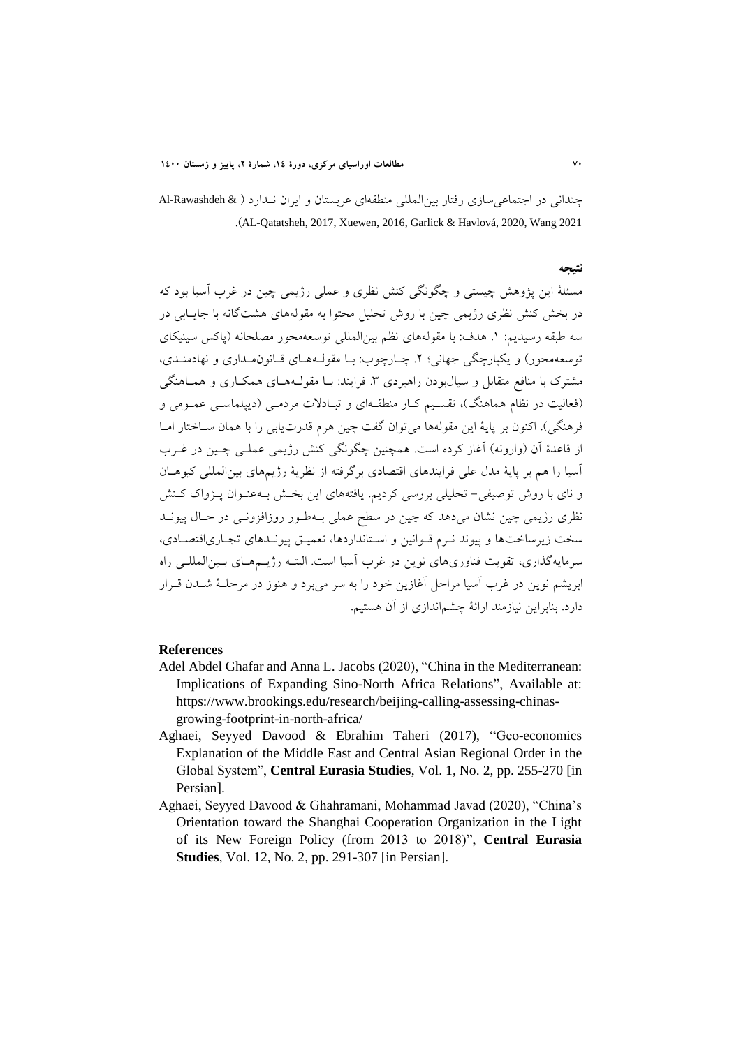چندانی در اجتماعی‌سازی رفتار بین‌المللی منطقه‌ای عربستان و ایران نـدارد ( Al-Rawashdeh & AL-Qatatsheh, 2017, Xuewen, 2016, Garlick & Havlová, 2020, Wang 2021).

## نتیجه

مسئلهٔ این پژوهش چیستی و چگونگی کنش نظری و عملی رژیمی چین در غرب آسیا بود که در بخش کنش نظری رژیمی چین با روش تحلیل محتوا به مقوله‌های هشت‌گانه با جایـابی در سه طبقه رسیدیم: ۱. هدف: با مقوله‌های نظم بین‌المللی توسعه‌محور مصلحانه (پاکس سینیکای توسعه‌محور) و یکپارچگی جهانی؛ ۲. چـارچوب: بـا مقولـه‌هـای قـانون‌مـداری و نهادمنـدی، مشترک با منافع متقابل و سیال‌بودن راهبردی ۳. فرایند: بـا مقولـه‌هـای همکـاری و همـاهنگی (فعالیت در نظام هماهنگ)، تقسـیم کـار منطقـه‌ای و تبـادلات مردمـی (دیپلماسـی عمـومی و فرهنگی). اکنون بر پایهٔ این مقوله‌ها می‌توان گفت چین هرم قدرت‌یابی را با همان سـاختار امـا از قاعدهٔ آن (وارونه) آغاز کرده است. همچنین چگونگی کنش رژیمی عملـی چـین در غـرب آسیا را هم بر پایهٔ مدل علی فرایندهای اقتصادی برگرفته از نظریهٔ رژیم‌های بین‌المللی کیوهـان و نای با روش توصیفی- تحلیلی بررسی کردیم. یافته‌های این بخـش بـه‌عنـوان پـژواک کـنش نظری رژیمی چین نشان می‌دهد که چین در سطح عملی بـه‌طـور روزافزونـی در حـال پیونـد سخت زیرساخت‌ها و پیوند نـرم قـوانین و اسـتانداردها، تعمیـق پیونـدهای تجـاری‌اقتصـادی، سرمایه‌گذاری، تقویت فناوری‌های نوین در غرب آسیا است. البتـه رژیـم‌هـای بـین‌المللـی راه ابریشم نوین در غرب آسیا مراحل آغازین خود را به سر می‌برد و هنوز در مرحلـهٔ شـدن قـرار دارد. بنابراین نیازمند ارائهٔ چشم‌اندازی از آن هستیم.

## References

- Adel Abdel Ghafar and Anna L. Jacobs (2020), "China in the Mediterranean: Implications of Expanding Sino-North Africa Relations", Available at: https://www.brookings.edu/research/beijing-calling-assessing-chinas-growing-footprint-in-north-africa/
- Aghaei, Seyyed Davood & Ebrahim Taheri (2017), "Geo-economics Explanation of the Middle East and Central Asian Regional Order in the Global System", **Central Eurasia Studies**, Vol. 1, No. 2, pp. 255-270 [in Persian].
- Aghaei, Seyyed Davood & Ghahramani, Mohammad Javad (2020), "China's Orientation toward the Shanghai Cooperation Organization in the Light of its New Foreign Policy (from 2013 to 2018)", **Central Eurasia Studies**, Vol. 12, No. 2, pp. 291-307 [in Persian].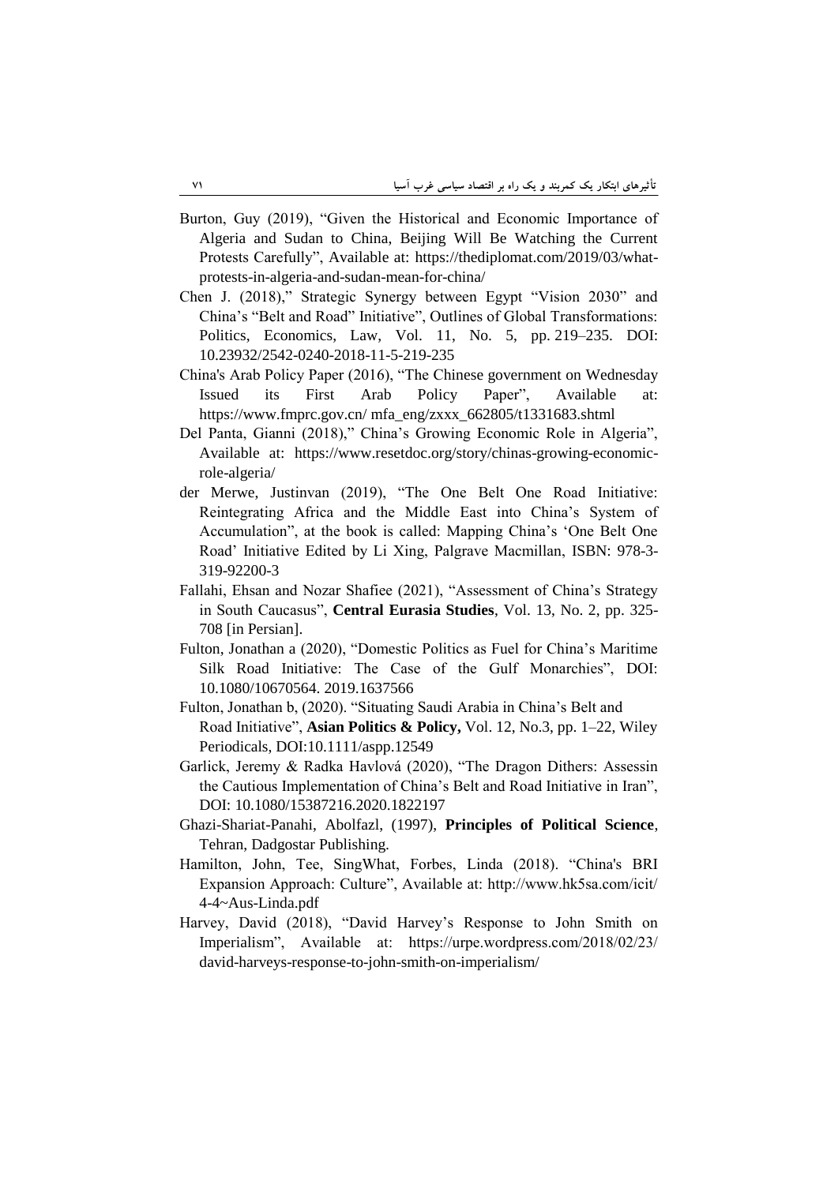Burton, Guy (2019), "Given the Historical and Economic Importance of Algeria and Sudan to China, Beijing Will Be Watching the Current Protests Carefully", Available at: https://thediplomat.com/2019/03/what-protests-in-algeria-and-sudan-mean-for-china/

Chen J. (2018)," Strategic Synergy between Egypt "Vision 2030" and China's "Belt and Road" Initiative", Outlines of Global Transformations: Politics, Economics, Law, Vol. 11, No. 5, pp. 219–235. DOI: 10.23932/2542-0240-2018-11-5-219-235

China's Arab Policy Paper (2016), "The Chinese government on Wednesday Issued its First Arab Policy Paper", Available at: https://www.fmprc.gov.cn/ mfa_eng/zxxx_662805/t1331683.shtml

Del Panta, Gianni (2018)," China's Growing Economic Role in Algeria", Available at: https://www.resetdoc.org/story/chinas-growing-economic-role-algeria/

der Merwe, Justinvan (2019), "The One Belt One Road Initiative: Reintegrating Africa and the Middle East into China's System of Accumulation", at the book is called: Mapping China's 'One Belt One Road' Initiative Edited by Li Xing, Palgrave Macmillan, ISBN: 978-3-319-92200-3

Fallahi, Ehsan and Nozar Shafiee (2021), "Assessment of China's Strategy in South Caucasus", **Central Eurasia Studies**, Vol. 13, No. 2, pp. 325-708 [in Persian].

Fulton, Jonathan a (2020), "Domestic Politics as Fuel for China's Maritime Silk Road Initiative: The Case of the Gulf Monarchies", DOI: 10.1080/10670564. 2019.1637566

Fulton, Jonathan b, (2020). "Situating Saudi Arabia in China's Belt and Road Initiative", **Asian Politics & Policy,** Vol. 12, No.3, pp. 1–22, Wiley Periodicals, DOI:10.1111/aspp.12549

Garlick, Jeremy & Radka Havlová (2020), "The Dragon Dithers: Assessin the Cautious Implementation of China's Belt and Road Initiative in Iran", DOI: 10.1080/15387216.2020.1822197

Ghazi-Shariat-Panahi, Abolfazl, (1997), **Principles of Political Science**, Tehran, Dadgostar Publishing.

Hamilton, John, Tee, SingWhat, Forbes, Linda (2018). "China's BRI Expansion Approach: Culture", Available at: http://www.hk5sa.com/icit/ 4-4~Aus-Linda.pdf

Harvey, David (2018), "David Harvey's Response to John Smith on Imperialism", Available at: https://urpe.wordpress.com/2018/02/23/ david-harveys-response-to-john-smith-on-imperialism/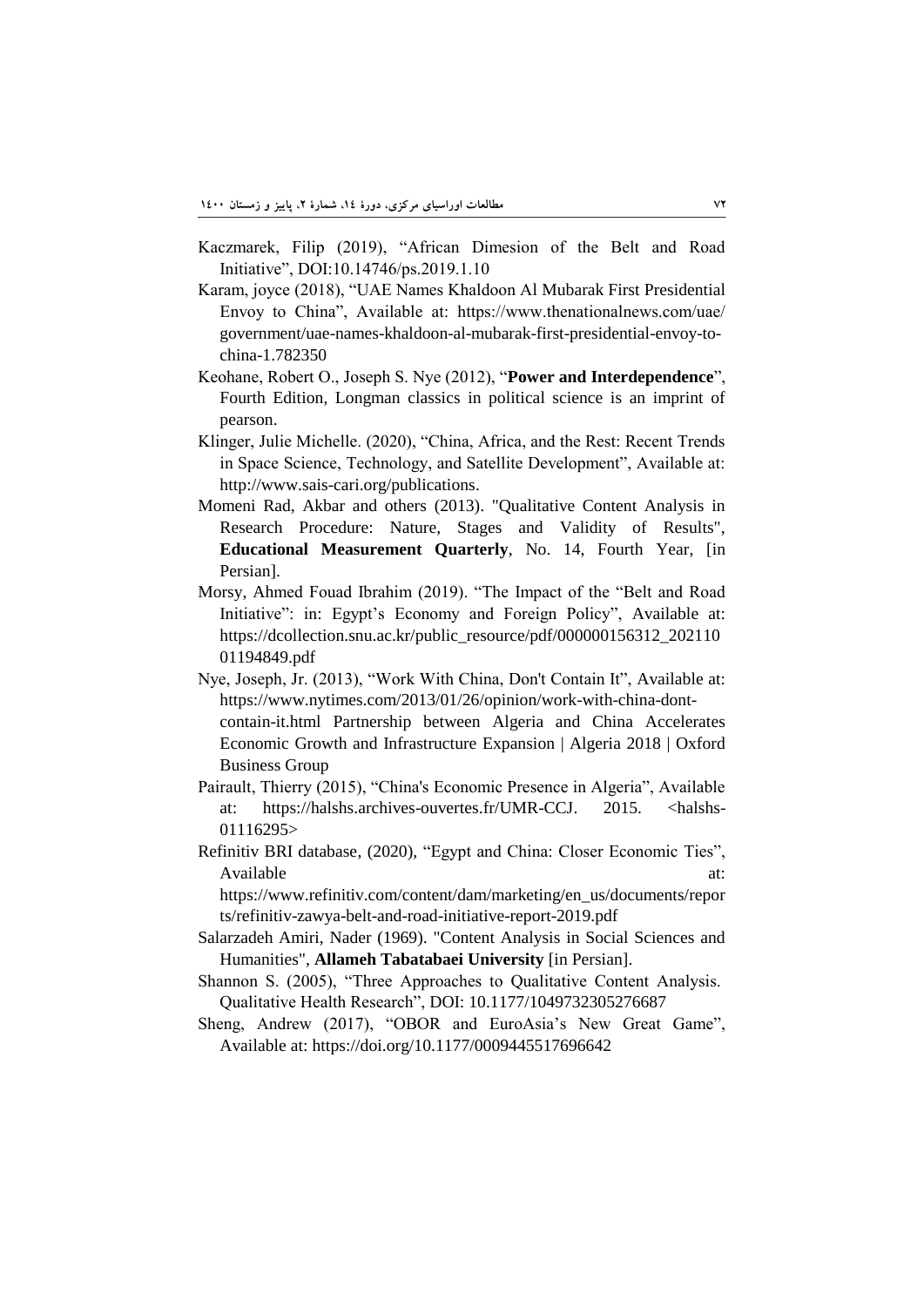Kaczmarek, Filip (2019), "African Dimesion of the Belt and Road Initiative", DOI:10.14746/ps.2019.1.10

Karam, joyce (2018), "UAE Names Khaldoon Al Mubarak First Presidential Envoy to China", Available at: https://www.thenationalnews.com/uae/government/uae-names-khaldoon-al-mubarak-first-presidential-envoy-to-china-1.782350

Keohane, Robert O., Joseph S. Nye (2012), "**Power and Interdependence**", Fourth Edition, Longman classics in political science is an imprint of pearson.

Klinger, Julie Michelle. (2020), "China, Africa, and the Rest: Recent Trends in Space Science, Technology, and Satellite Development", Available at: http://www.sais-cari.org/publications.

Momeni Rad, Akbar and others (2013). "Qualitative Content Analysis in Research Procedure: Nature, Stages and Validity of Results", **Educational Measurement Quarterly**, No. 14, Fourth Year, [in Persian].

Morsy, Ahmed Fouad Ibrahim (2019). "The Impact of the "Belt and Road Initiative": in: Egypt's Economy and Foreign Policy", Available at: https://dcollection.snu.ac.kr/public_resource/pdf/000000156312_20211001194849.pdf

Nye, Joseph, Jr. (2013), "Work With China, Don't Contain It", Available at: https://www.nytimes.com/2013/01/26/opinion/work-with-china-dont-contain-it.html Partnership between Algeria and China Accelerates Economic Growth and Infrastructure Expansion | Algeria 2018 | Oxford Business Group

Pairault, Thierry (2015), "China's Economic Presence in Algeria", Available at: https://halshs.archives-ouvertes.fr/UMR-CCJ. 2015. <halshs-01116295>

Refinitiv BRI database, (2020), "Egypt and China: Closer Economic Ties", Available at: https://www.refinitiv.com/content/dam/marketing/en_us/documents/reports/refinitiv-zawya-belt-and-road-initiative-report-2019.pdf

Salarzadeh Amiri, Nader (1969). "Content Analysis in Social Sciences and Humanities", **Allameh Tabatabaei University** [in Persian].

Shannon S. (2005), "Three Approaches to Qualitative Content Analysis. Qualitative Health Research", DOI: 10.1177/1049732305276687

Sheng, Andrew (2017), "OBOR and EuroAsia's New Great Game", Available at: https://doi.org/10.1177/0009445517696642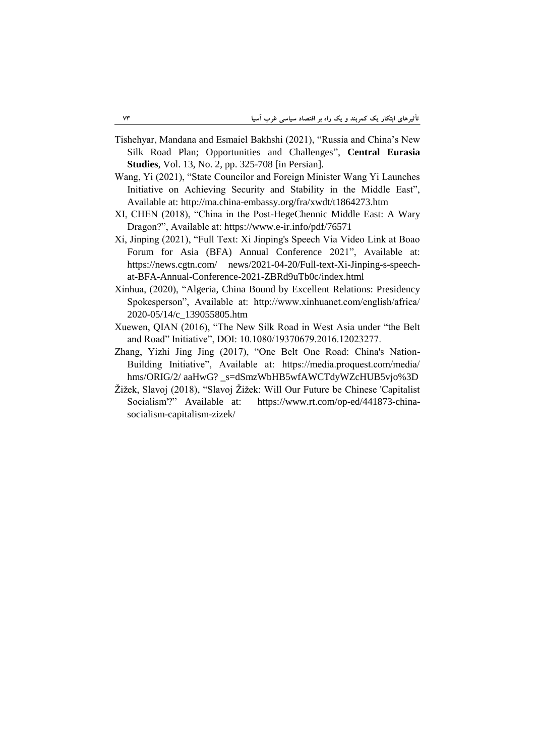Tishehyar, Mandana and Esmaiel Bakhshi (2021), “Russia and China’s New Silk Road Plan; Opportunities and Challenges”, **Central Eurasia Studies**, Vol. 13, No. 2, pp. 325-708 [in Persian].

Wang, Yi (2021), “State Councilor and Foreign Minister Wang Yi Launches Initiative on Achieving Security and Stability in the Middle East”, Available at: http://ma.china-embassy.org/fra/xwdt/t1864273.htm

XI, CHEN (2018), “China in the Post-HegeChennic Middle East: A Wary Dragon?”, Available at: https://www.e-ir.info/pdf/76571

Xi, Jinping (2021), “Full Text: Xi Jinping's Speech Via Video Link at Boao Forum for Asia (BFA) Annual Conference 2021”, Available at: https://news.cgtn.com/ news/2021-04-20/Full-text-Xi-Jinping-s-speech-at-BFA-Annual-Conference-2021-ZBRd9uTb0c/index.html

Xinhua, (2020), “Algeria, China Bound by Excellent Relations: Presidency Spokesperson”, Available at: http://www.xinhuanet.com/english/africa/ 2020-05/14/c_139055805.htm

Xuewen, QIAN (2016), “The New Silk Road in West Asia under “the Belt and Road” Initiative”, DOI: 10.1080/19370679.2016.12023277.

Zhang, Yizhi Jing Jing (2017), “One Belt One Road: China's Nation-Building Initiative”, Available at: https://media.proquest.com/media/ hms/ORIG/2/ aaHwG? _s=dSmzWbHB5wfAWCTdyWZcHUB5vjo%3D

Žižek, Slavoj (2018), “Slavoj Žižek: Will Our Future be Chinese 'Capitalist Socialism'?” Available at: https://www.rt.com/op-ed/441873-china-socialism-capitalism-zizek/